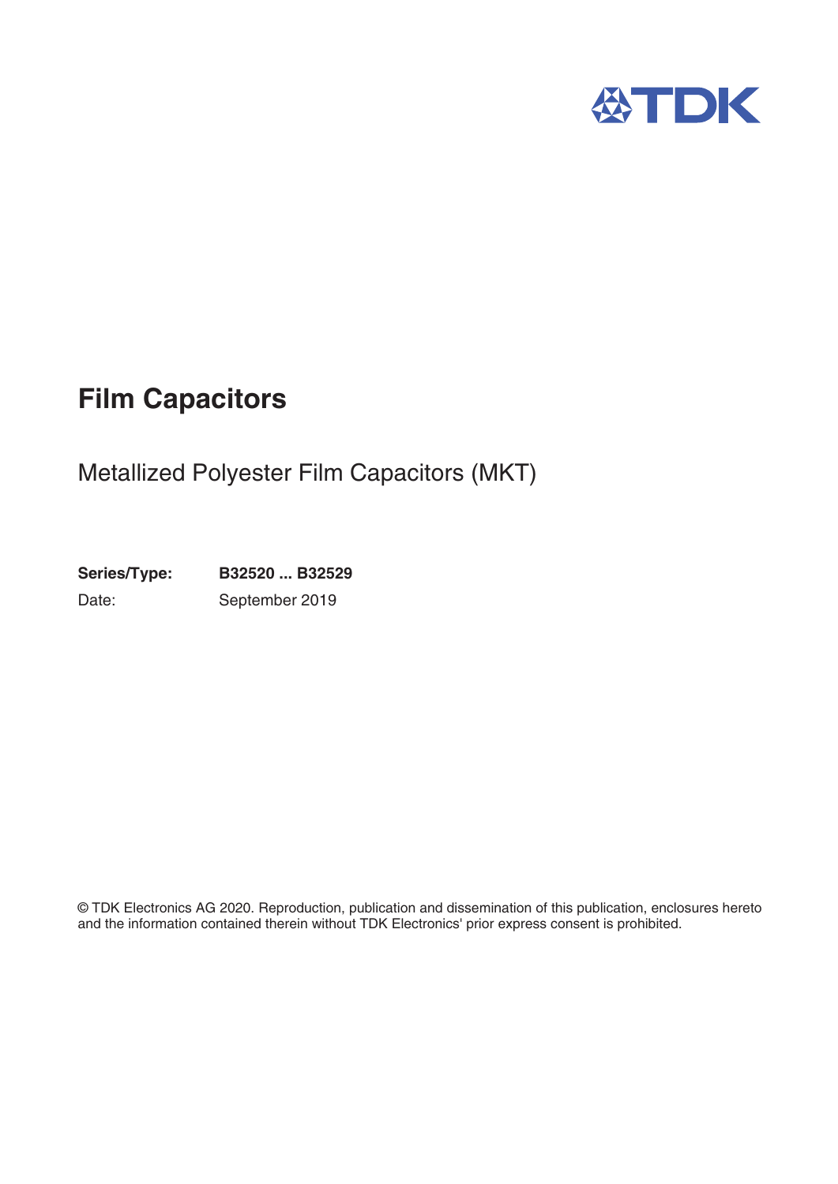TDK

# Film Capacitors

## Metallized Polyester Film Capacitors (MKT)

**Series/Type:** **B32520 ... B32529**

Date: September 2019

© TDK Electronics AG 2020. Reproduction, publication and dissemination of this publication, enclosures hereto and the information contained therein without TDK Electronics' prior express consent is prohibited.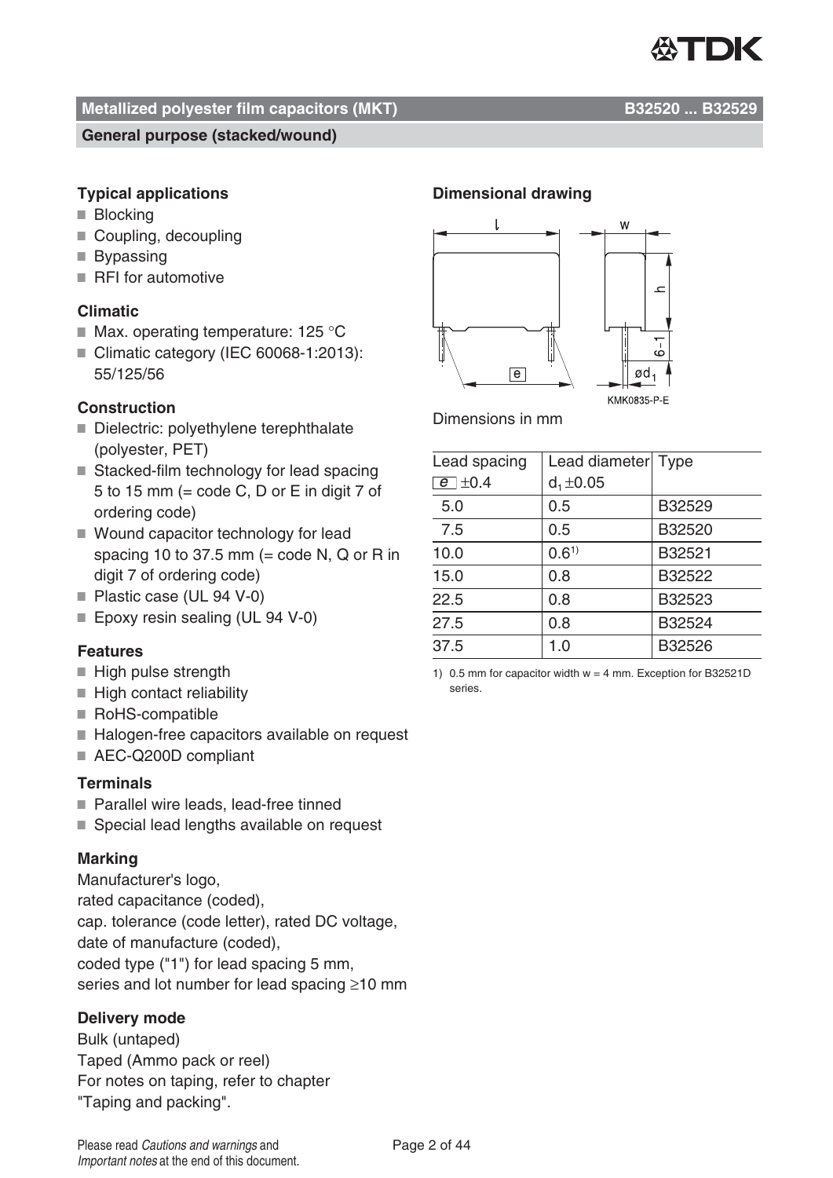## Metallized polyester film capacitors (MKT) B32520 ... B32529

### General purpose (stacked/wound)

### Typical applications

- Blocking
- Coupling, decoupling
- Bypassing
- RFI for automotive

### Climatic

- Max. operating temperature: 125 °C
- Climatic category (IEC 60068-1:2013): 55/125/56

### Construction

- Dielectric: polyethylene terephthalate (polyester, PET)
- Stacked-film technology for lead spacing 5 to 15 mm (= code C, D or E in digit 7 of ordering code)
- Wound capacitor technology for lead spacing 10 to 37.5 mm (= code N, Q or R in digit 7 of ordering code)
- Plastic case (UL 94 V-0)
- Epoxy resin sealing (UL 94 V-0)

### Features

- High pulse strength
- High contact reliability
- RoHS-compatible
- Halogen-free capacitors available on request
- AEC-Q200D compliant

### Terminals

- Parallel wire leads, lead-free tinned
- Special lead lengths available on request

### Marking

Manufacturer's logo,
rated capacitance (coded),
cap. tolerance (code letter), rated DC voltage,
date of manufacture (coded),
coded type ("1") for lead spacing 5 mm,
series and lot number for lead spacing ≥10 mm

### Delivery mode

Bulk (untaped)
Taped (Ammo pack or reel)
For notes on taping, refer to chapter "Taping and packing".

### Dimensional drawing

KMK0835-P-E

Dimensions in mm

| Lead spacing e ±0.4 | Lead diameter $d_1$ ±0.05 | Type |
|---|---|---|
| 5.0 | 0.5 | B32529 |
| 7.5 | 0.5 | B32520 |
| 10.0 | 0.6[1] | B32521 |
| 15.0 | 0.8 | B32522 |
| 22.5 | 0.8 | B32523 |
| 27.5 | 0.8 | B32524 |
| 37.5 | 1.0 | B32526 |

1) 0.5 mm for capacitor width w = 4 mm. Exception for B32521D series.

Please read *Cautions and warnings* and *Important notes* at the end of this document.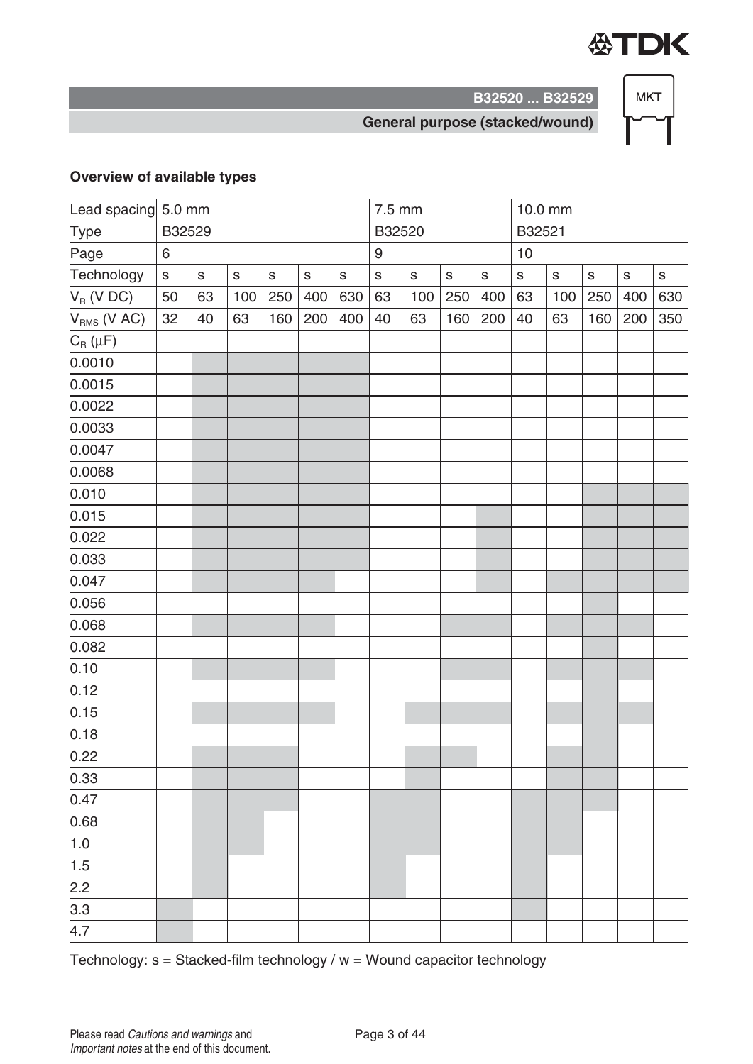## Overview of available types

| Lead spacing | 5.0 mm | | | | | | 7.5 mm | | | | 10.0 mm | | | | |
|---|---|---|---|---|---|---|---|---|---|---|---|---|---|---|---|
| Type | B32529 | | | | | | B32520 | | | | B32521 | | | | |
| Page | 6 | | | | | | 9 | | | | 10 | | | | |
| Technology | s | s | s | s | s | s | s | s | s | s | s | s | s | s | s |
| $V_R$ (V DC) | 50 | 63 | 100 | 250 | 400 | 630 | 63 | 100 | 250 | 400 | 63 | 100 | 250 | 400 | 630 |
| $V_{RMS}$ (V AC) | 32 | 40 | 63 | 160 | 200 | 400 | 40 | 63 | 160 | 200 | 40 | 63 | 160 | 200 | 350 |
| $C_R$ (µF) | | | | | | | | | | | | | | | |
| 0.0010 | | x | x | x | x | x | | | | | | | | | |
| 0.0015 | | x | x | x | x | x | | | | | | | | | |
| 0.0022 | | x | x | x | x | x | | | | | | | | | |
| 0.0033 | | x | x | x | x | x | | | | | | | | | |
| 0.0047 | | x | x | x | x | x | | | | | | | | | |
| 0.0068 | | x | x | x | x | x | | | | | | | | | |
| 0.010 | | x | x | x | x | x | | | | | | | x | x | x |
| 0.015 | | x | x | x | x | x | | | | x | | | x | x | x |
| 0.022 | | x | x | x | x | x | | | | x | | | x | x | x |
| 0.033 | | x | x | x | x | x | | | | x | | | x | x | x |
| 0.047 | | x | x | x | x | | | | | x | | x | x | x | x |
| 0.056 | | | | | | | | | | | | | x | | |
| 0.068 | | x | x | x | x | | | | x | x | | x | x | x | |
| 0.082 | | | | | | | | | | | | | x | | |
| 0.10 | | x | x | x | x | | | | x | x | | x | x | x | |
| 0.12 | | | | | | | | | | | | | x | | |
| 0.15 | | x | x | x | x | | | x | x | x | | x | x | x | |
| 0.18 | | | | | | | | | | | | | x | | |
| 0.22 | | x | x | x | | | | x | x | | | x | x | | |
| 0.33 | | x | x | x | | | | x | | | | x | x | | |
| 0.47 | | x | x | x | | | x | x | | | x | x | x | | |
| 0.68 | | x | x | | | | x | x | | | x | x | | | |
| 1.0 | | x | x | | | | x | x | | | x | x | | | |
| 1.5 | | x | | | | | x | | | | x | | | | |
| 2.2 | | x | | | | | x | | | | x | | | | |
| 3.3 | x | | | | | | | | | | x | | | | |
| 4.7 | x | | | | | | | | | | | | | | |

Technology: s = Stacked-film technology / w = Wound capacitor technology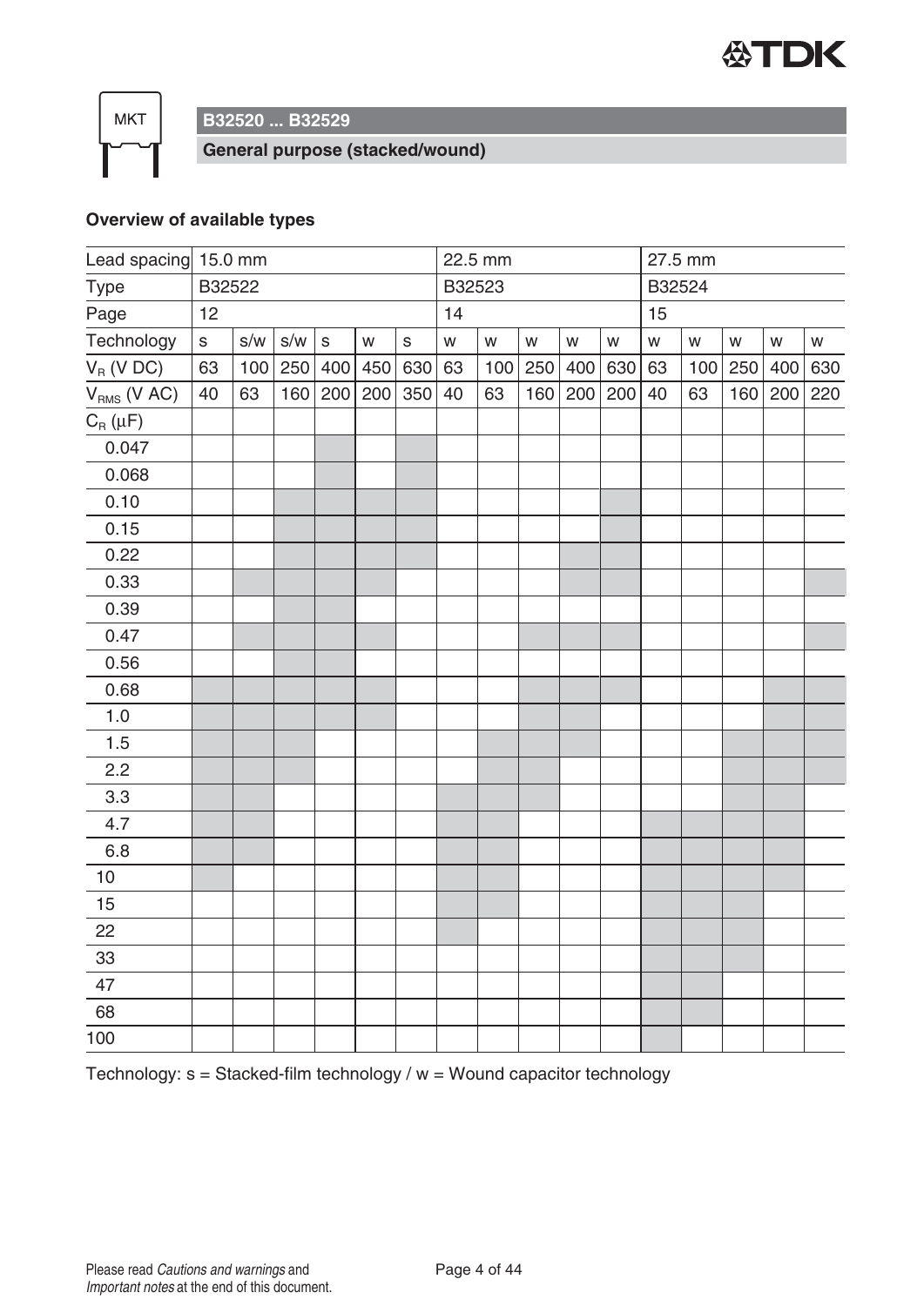## B32520 ... B32529

### General purpose (stacked/wound)

**Overview of available types**

| Lead spacing | 15.0 mm | | | | | | 22.5 mm | | | | | 27.5 mm | | | | |
|---|---|---|---|---|---|---|---|---|---|---|---|---|---|---|---|---|
| Type | B32522 | | | | | | B32523 | | | | | B32524 | | | | |
| Page | 12 | | | | | | 14 | | | | | 15 | | | | |
| Technology | s | s/w | s/w | s | w | s | w | w | w | w | w | w | w | w | w | w |
| $V_R$ (V DC) | 63 | 100 | 250 | 400 | 450 | 630 | 63 | 100 | 250 | 400 | 630 | 63 | 100 | 250 | 400 | 630 |
| $V_{RMS}$ (V AC) | 40 | 63 | 160 | 200 | 200 | 350 | 40 | 63 | 160 | 200 | 200 | 40 | 63 | 160 | 200 | 220 |
| $C_R$ (µF) | | | | | | | | | | | | | | | | |
| 0.047 | | | | ■ | | ■ | | | | | | | | | | |
| 0.068 | | | | ■ | | ■ | | | | | | | | | | |
| 0.10 | | | ■ | ■ | ■ | ■ | | | | | ■ | | | | | |
| 0.15 | | | ■ | ■ | ■ | ■ | | | | | ■ | | | | | |
| 0.22 | | | ■ | ■ | ■ | ■ | | | | ■ | ■ | | | | | |
| 0.33 | | ■ | ■ | ■ | ■ | | | | | ■ | ■ | | | | | ■ |
| 0.39 | | | ■ | ■ | | | | | | | | | | | | |
| 0.47 | | ■ | ■ | ■ | ■ | | | | ■ | ■ | ■ | | | | | ■ |
| 0.56 | | | ■ | ■ | | | | | | | | | | | | |
| 0.68 | ■ | ■ | ■ | ■ | ■ | | | | ■ | ■ | ■ | | | | ■ | ■ |
| 1.0 | ■ | ■ | ■ | ■ | ■ | | | | ■ | ■ | | | | | ■ | ■ |
| 1.5 | ■ | ■ | ■ | | | | | ■ | ■ | ■ | | | | ■ | ■ | ■ |
| 2.2 | ■ | ■ | ■ | | | | | ■ | ■ | | | | | ■ | ■ | ■ |
| 3.3 | ■ | ■ | | | | | ■ | ■ | ■ | | | | | ■ | ■ | |
| 4.7 | ■ | ■ | | | | | ■ | ■ | | | | ■ | ■ | ■ | ■ | |
| 6.8 | ■ | ■ | | | | | ■ | ■ | | | | ■ | ■ | ■ | ■ | |
| 10 | ■ | | | | | | ■ | ■ | | | | ■ | ■ | ■ | ■ | |
| 15 | | | | | | | ■ | ■ | | | | ■ | ■ | ■ | | |
| 22 | | | | | | | ■ | | | | | ■ | ■ | ■ | | |
| 33 | | | | | | | | | | | | ■ | ■ | ■ | | |
| 47 | | | | | | | | | | | | ■ | ■ | | | |
| 68 | | | | | | | | | | | | ■ | ■ | | | |
| 100 | | | | | | | | | | | | ■ | | | | |

Technology: s = Stacked-film technology / w = Wound capacitor technology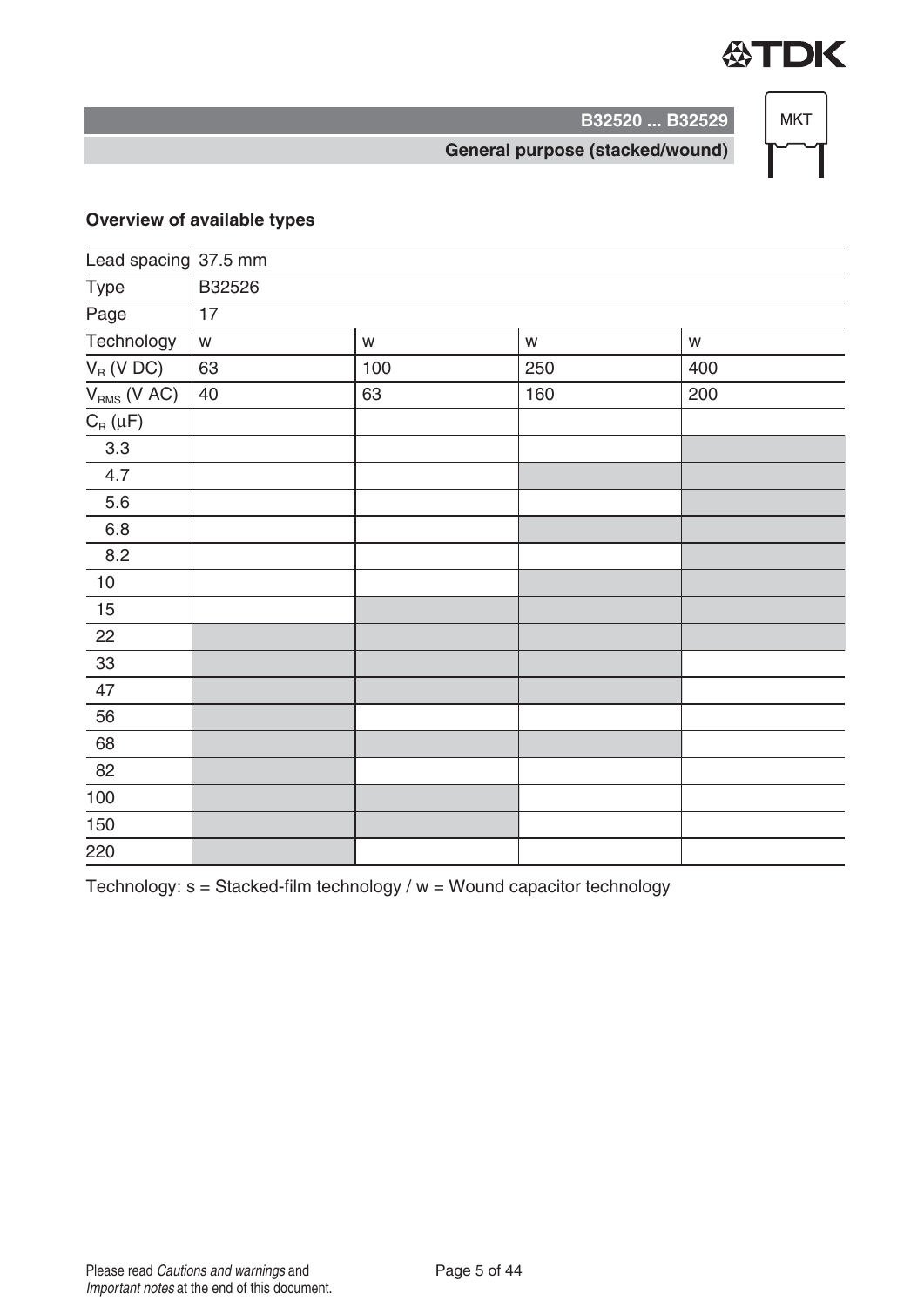## Overview of available types

| Lead spacing | 37.5 mm | | | |
|---|---|---|---|---|
| Type | B32526 | | | |
| Page | 17 | | | |
| Technology | w | w | w | w |
| $V_R$ (V DC) | 63 | 100 | 250 | 400 |
| $V_{RMS}$ (V AC) | 40 | 63 | 160 | 200 |
| $C_R$ (µF) | | | | |
| 3.3 | | | | ■ |
| 4.7 | | | ■ | ■ |
| 5.6 | | | | ■ |
| 6.8 | | | ■ | ■ |
| 8.2 | | | | ■ |
| 10 | | | ■ | ■ |
| 15 | | ■ | ■ | ■ |
| 22 | ■ | ■ | ■ | ■ |
| 33 | ■ | ■ | ■ | |
| 47 | ■ | ■ | ■ | |
| 56 | ■ | | | |
| 68 | ■ | ■ | ■ | |
| 82 | ■ | | | |
| 100 | ■ | ■ | | |
| 150 | ■ | ■ | | |
| 220 | ■ | | | |

Technology: s = Stacked-film technology / w = Wound capacitor technology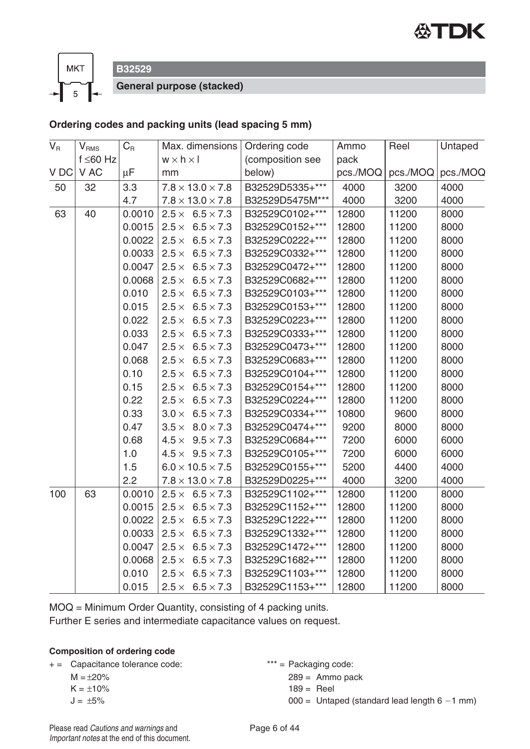## B32529

### General purpose (stacked)

**Ordering codes and packing units (lead spacing 5 mm)**

| $V_R$ | $V_{RMS}$ f ≤60 Hz | $C_R$ | Max. dimensions w × h × l | Ordering code (composition see below) | Ammo pack | Reel | Untaped |
|---|---|---|---|---|---|---|---|
| V DC | V AC | µF | mm | | pcs./MOQ | pcs./MOQ | pcs./MOQ |
| 50 | 32 | 3.3 | 7.8 × 13.0 × 7.8 | B32529D5335+*** | 4000 | 3200 | 4000 |
| | | 4.7 | 7.8 × 13.0 × 7.8 | B32529D5475M*** | 4000 | 3200 | 4000 |
| 63 | 40 | 0.0010 | 2.5 × 6.5 × 7.3 | B32529C0102+*** | 12800 | 11200 | 8000 |
| | | 0.0015 | 2.5 × 6.5 × 7.3 | B32529C0152+*** | 12800 | 11200 | 8000 |
| | | 0.0022 | 2.5 × 6.5 × 7.3 | B32529C0222+*** | 12800 | 11200 | 8000 |
| | | 0.0033 | 2.5 × 6.5 × 7.3 | B32529C0332+*** | 12800 | 11200 | 8000 |
| | | 0.0047 | 2.5 × 6.5 × 7.3 | B32529C0472+*** | 12800 | 11200 | 8000 |
| | | 0.0068 | 2.5 × 6.5 × 7.3 | B32529C0682+*** | 12800 | 11200 | 8000 |
| | | 0.010 | 2.5 × 6.5 × 7.3 | B32529C0103+*** | 12800 | 11200 | 8000 |
| | | 0.015 | 2.5 × 6.5 × 7.3 | B32529C0153+*** | 12800 | 11200 | 8000 |
| | | 0.022 | 2.5 × 6.5 × 7.3 | B32529C0223+*** | 12800 | 11200 | 8000 |
| | | 0.033 | 2.5 × 6.5 × 7.3 | B32529C0333+*** | 12800 | 11200 | 8000 |
| | | 0.047 | 2.5 × 6.5 × 7.3 | B32529C0473+*** | 12800 | 11200 | 8000 |
| | | 0.068 | 2.5 × 6.5 × 7.3 | B32529C0683+*** | 12800 | 11200 | 8000 |
| | | 0.10 | 2.5 × 6.5 × 7.3 | B32529C0104+*** | 12800 | 11200 | 8000 |
| | | 0.15 | 2.5 × 6.5 × 7.3 | B32529C0154+*** | 12800 | 11200 | 8000 |
| | | 0.22 | 2.5 × 6.5 × 7.3 | B32529C0224+*** | 12800 | 11200 | 8000 |
| | | 0.33 | 3.0 × 6.5 × 7.3 | B32529C0334+*** | 10800 | 9600 | 8000 |
| | | 0.47 | 3.5 × 8.0 × 7.3 | B32529C0474+*** | 9200 | 8000 | 8000 |
| | | 0.68 | 4.5 × 9.5 × 7.3 | B32529C0684+*** | 7200 | 6000 | 6000 |
| | | 1.0 | 4.5 × 9.5 × 7.3 | B32529C0105+*** | 7200 | 6000 | 6000 |
| | | 1.5 | 6.0 × 10.5 × 7.5 | B32529C0155+*** | 5200 | 4400 | 4000 |
| | | 2.2 | 7.8 × 13.0 × 7.8 | B32529D0225+*** | 4000 | 3200 | 4000 |
| 100 | 63 | 0.0010 | 2.5 × 6.5 × 7.3 | B32529C1102+*** | 12800 | 11200 | 8000 |
| | | 0.0015 | 2.5 × 6.5 × 7.3 | B32529C1152+*** | 12800 | 11200 | 8000 |
| | | 0.0022 | 2.5 × 6.5 × 7.3 | B32529C1222+*** | 12800 | 11200 | 8000 |
| | | 0.0033 | 2.5 × 6.5 × 7.3 | B32529C1332+*** | 12800 | 11200 | 8000 |
| | | 0.0047 | 2.5 × 6.5 × 7.3 | B32529C1472+*** | 12800 | 11200 | 8000 |
| | | 0.0068 | 2.5 × 6.5 × 7.3 | B32529C1682+*** | 12800 | 11200 | 8000 |
| | | 0.010 | 2.5 × 6.5 × 7.3 | B32529C1103+*** | 12800 | 11200 | 8000 |
| | | 0.015 | 2.5 × 6.5 × 7.3 | B32529C1153+*** | 12800 | 11200 | 8000 |

MOQ = Minimum Order Quantity, consisting of 4 packing units.
Further E series and intermediate capacitance values on request.

**Composition of ordering code**

+ = Capacitance tolerance code:
 M = ±20%
 K = ±10%
 J = ±5%

*** = Packaging code:
 289 = Ammo pack
 189 = Reel
 000 = Untaped (standard lead length 6 −1 mm)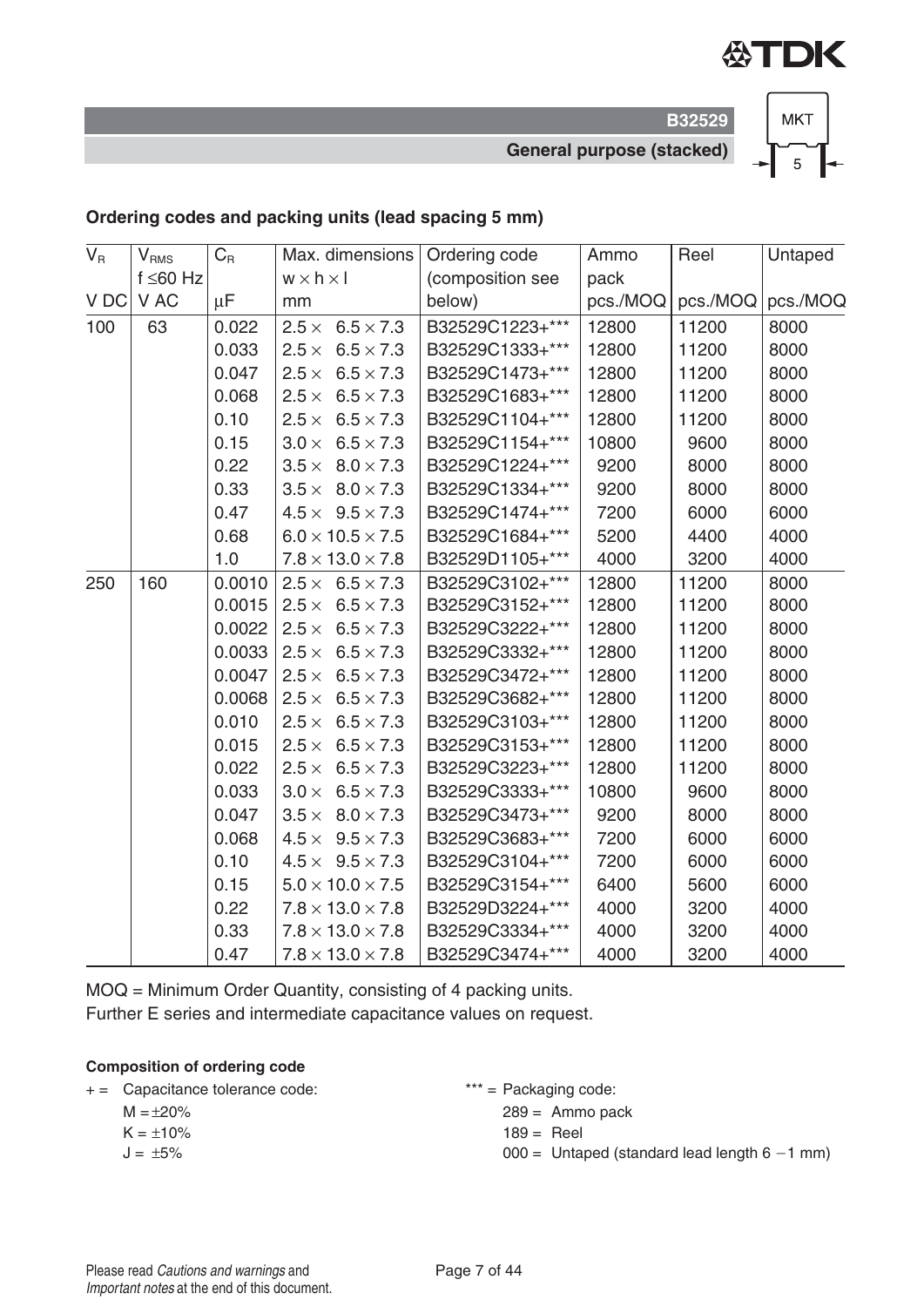## Ordering codes and packing units (lead spacing 5 mm)

| $V_R$ | $V_{RMS}$ f ≤60 Hz | $C_R$ | Max. dimensions w × h × l | Ordering code (composition see below) | Ammo pack | Reel | Untaped |
|---|---|---|---|---|---|---|---|
| V DC | V AC | µF | mm | | pcs./MOQ | pcs./MOQ | pcs./MOQ |
| 100 | 63 | 0.022 | 2.5 × 6.5 × 7.3 | B32529C1223+*** | 12800 | 11200 | 8000 |
| | | 0.033 | 2.5 × 6.5 × 7.3 | B32529C1333+*** | 12800 | 11200 | 8000 |
| | | 0.047 | 2.5 × 6.5 × 7.3 | B32529C1473+*** | 12800 | 11200 | 8000 |
| | | 0.068 | 2.5 × 6.5 × 7.3 | B32529C1683+*** | 12800 | 11200 | 8000 |
| | | 0.10 | 2.5 × 6.5 × 7.3 | B32529C1104+*** | 12800 | 11200 | 8000 |
| | | 0.15 | 3.0 × 6.5 × 7.3 | B32529C1154+*** | 10800 | 9600 | 8000 |
| | | 0.22 | 3.5 × 8.0 × 7.3 | B32529C1224+*** | 9200 | 8000 | 8000 |
| | | 0.33 | 3.5 × 8.0 × 7.3 | B32529C1334+*** | 9200 | 8000 | 8000 |
| | | 0.47 | 4.5 × 9.5 × 7.3 | B32529C1474+*** | 7200 | 6000 | 6000 |
| | | 0.68 | 6.0 × 10.5 × 7.5 | B32529C1684+*** | 5200 | 4400 | 4000 |
| | | 1.0 | 7.8 × 13.0 × 7.8 | B32529D1105+*** | 4000 | 3200 | 4000 |
| 250 | 160 | 0.0010 | 2.5 × 6.5 × 7.3 | B32529C3102+*** | 12800 | 11200 | 8000 |
| | | 0.0015 | 2.5 × 6.5 × 7.3 | B32529C3152+*** | 12800 | 11200 | 8000 |
| | | 0.0022 | 2.5 × 6.5 × 7.3 | B32529C3222+*** | 12800 | 11200 | 8000 |
| | | 0.0033 | 2.5 × 6.5 × 7.3 | B32529C3332+*** | 12800 | 11200 | 8000 |
| | | 0.0047 | 2.5 × 6.5 × 7.3 | B32529C3472+*** | 12800 | 11200 | 8000 |
| | | 0.0068 | 2.5 × 6.5 × 7.3 | B32529C3682+*** | 12800 | 11200 | 8000 |
| | | 0.010 | 2.5 × 6.5 × 7.3 | B32529C3103+*** | 12800 | 11200 | 8000 |
| | | 0.015 | 2.5 × 6.5 × 7.3 | B32529C3153+*** | 12800 | 11200 | 8000 |
| | | 0.022 | 2.5 × 6.5 × 7.3 | B32529C3223+*** | 12800 | 11200 | 8000 |
| | | 0.033 | 3.0 × 6.5 × 7.3 | B32529C3333+*** | 10800 | 9600 | 8000 |
| | | 0.047 | 3.5 × 8.0 × 7.3 | B32529C3473+*** | 9200 | 8000 | 8000 |
| | | 0.068 | 4.5 × 9.5 × 7.3 | B32529C3683+*** | 7200 | 6000 | 6000 |
| | | 0.10 | 4.5 × 9.5 × 7.3 | B32529C3104+*** | 7200 | 6000 | 6000 |
| | | 0.15 | 5.0 × 10.0 × 7.5 | B32529C3154+*** | 6400 | 5600 | 6000 |
| | | 0.22 | 7.8 × 13.0 × 7.8 | B32529D3224+*** | 4000 | 3200 | 4000 |
| | | 0.33 | 7.8 × 13.0 × 7.8 | B32529C3334+*** | 4000 | 3200 | 4000 |
| | | 0.47 | 7.8 × 13.0 × 7.8 | B32529C3474+*** | 4000 | 3200 | 4000 |

MOQ = Minimum Order Quantity, consisting of 4 packing units.
Further E series and intermediate capacitance values on request.

**Composition of ordering code**

\+ = Capacitance tolerance code:
- M = ±20%
- K = ±10%
- J = ±5%

*** = Packaging code:
- 289 = Ammo pack
- 189 = Reel
- 000 = Untaped (standard lead length 6 −1 mm)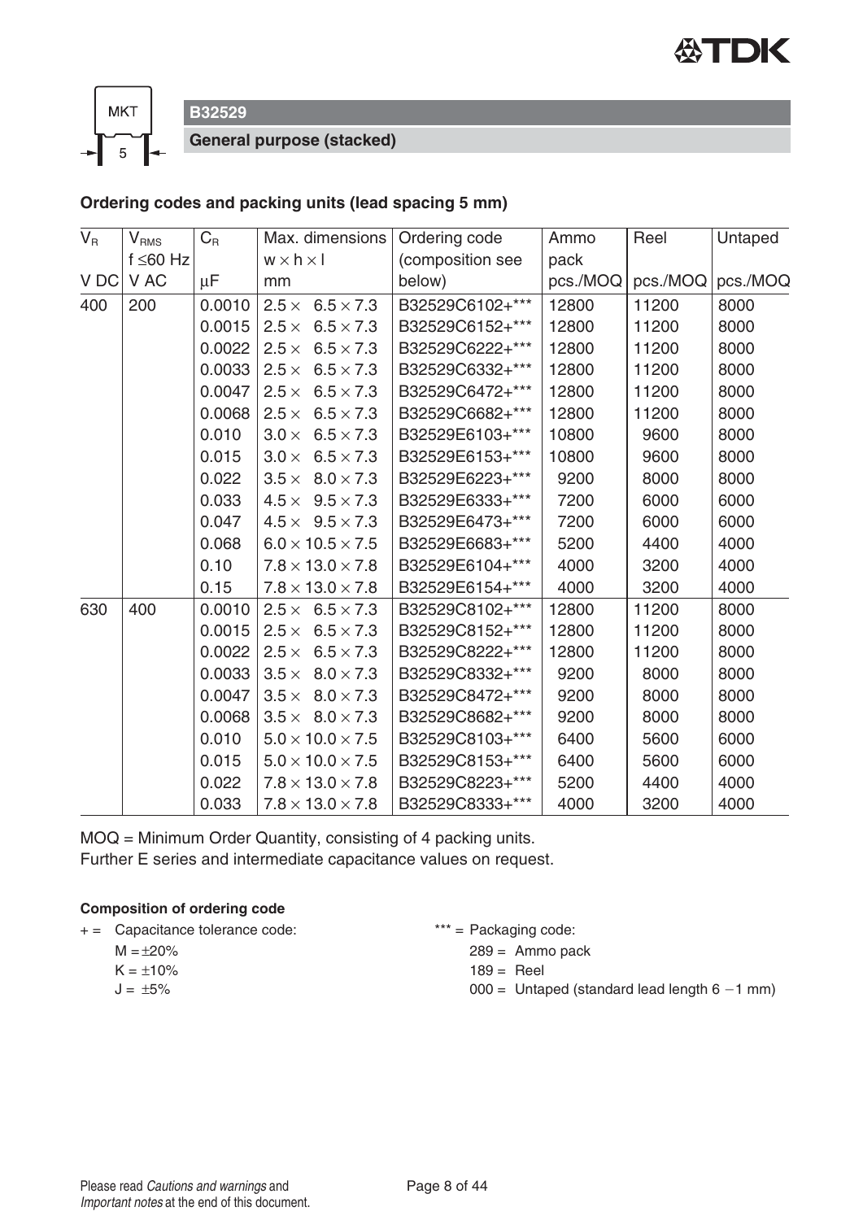## B32529

### General purpose (stacked)

**Ordering codes and packing units (lead spacing 5 mm)**

| $V_R$ | $V_{RMS}$ f ≤60 Hz | $C_R$ | Max. dimensions w × h × l | Ordering code (composition see below) | Ammo pack | Reel | Untaped |
|---|---|---|---|---|---|---|---|
| V DC | V AC | μF | mm | | pcs./MOQ | pcs./MOQ | pcs./MOQ |
| 400 | 200 | 0.0010 | 2.5 × 6.5 × 7.3 | B32529C6102+*** | 12800 | 11200 | 8000 |
| | | 0.0015 | 2.5 × 6.5 × 7.3 | B32529C6152+*** | 12800 | 11200 | 8000 |
| | | 0.0022 | 2.5 × 6.5 × 7.3 | B32529C6222+*** | 12800 | 11200 | 8000 |
| | | 0.0033 | 2.5 × 6.5 × 7.3 | B32529C6332+*** | 12800 | 11200 | 8000 |
| | | 0.0047 | 2.5 × 6.5 × 7.3 | B32529C6472+*** | 12800 | 11200 | 8000 |
| | | 0.0068 | 2.5 × 6.5 × 7.3 | B32529C6682+*** | 12800 | 11200 | 8000 |
| | | 0.010 | 3.0 × 6.5 × 7.3 | B32529E6103+*** | 10800 | 9600 | 8000 |
| | | 0.015 | 3.0 × 6.5 × 7.3 | B32529E6153+*** | 10800 | 9600 | 8000 |
| | | 0.022 | 3.5 × 8.0 × 7.3 | B32529E6223+*** | 9200 | 8000 | 8000 |
| | | 0.033 | 4.5 × 9.5 × 7.3 | B32529E6333+*** | 7200 | 6000 | 6000 |
| | | 0.047 | 4.5 × 9.5 × 7.3 | B32529E6473+*** | 7200 | 6000 | 6000 |
| | | 0.068 | 6.0 × 10.5 × 7.5 | B32529E6683+*** | 5200 | 4400 | 4000 |
| | | 0.10 | 7.8 × 13.0 × 7.8 | B32529E6104+*** | 4000 | 3200 | 4000 |
| | | 0.15 | 7.8 × 13.0 × 7.8 | B32529E6154+*** | 4000 | 3200 | 4000 |
| 630 | 400 | 0.0010 | 2.5 × 6.5 × 7.3 | B32529C8102+*** | 12800 | 11200 | 8000 |
| | | 0.0015 | 2.5 × 6.5 × 7.3 | B32529C8152+*** | 12800 | 11200 | 8000 |
| | | 0.0022 | 2.5 × 6.5 × 7.3 | B32529C8222+*** | 12800 | 11200 | 8000 |
| | | 0.0033 | 3.5 × 8.0 × 7.3 | B32529C8332+*** | 9200 | 8000 | 8000 |
| | | 0.0047 | 3.5 × 8.0 × 7.3 | B32529C8472+*** | 9200 | 8000 | 8000 |
| | | 0.0068 | 3.5 × 8.0 × 7.3 | B32529C8682+*** | 9200 | 8000 | 8000 |
| | | 0.010 | 5.0 × 10.0 × 7.5 | B32529C8103+*** | 6400 | 5600 | 6000 |
| | | 0.015 | 5.0 × 10.0 × 7.5 | B32529C8153+*** | 6400 | 5600 | 6000 |
| | | 0.022 | 7.8 × 13.0 × 7.8 | B32529C8223+*** | 5200 | 4400 | 4000 |
| | | 0.033 | 7.8 × 13.0 × 7.8 | B32529C8333+*** | 4000 | 3200 | 4000 |

MOQ = Minimum Order Quantity, consisting of 4 packing units.
Further E series and intermediate capacitance values on request.

**Composition of ordering code**

+ = Capacitance tolerance code:
  - M = ±20%
  - K = ±10%
  - J = ±5%

*** = Packaging code:
  - 289 = Ammo pack
  - 189 = Reel
  - 000 = Untaped (standard lead length 6 −1 mm)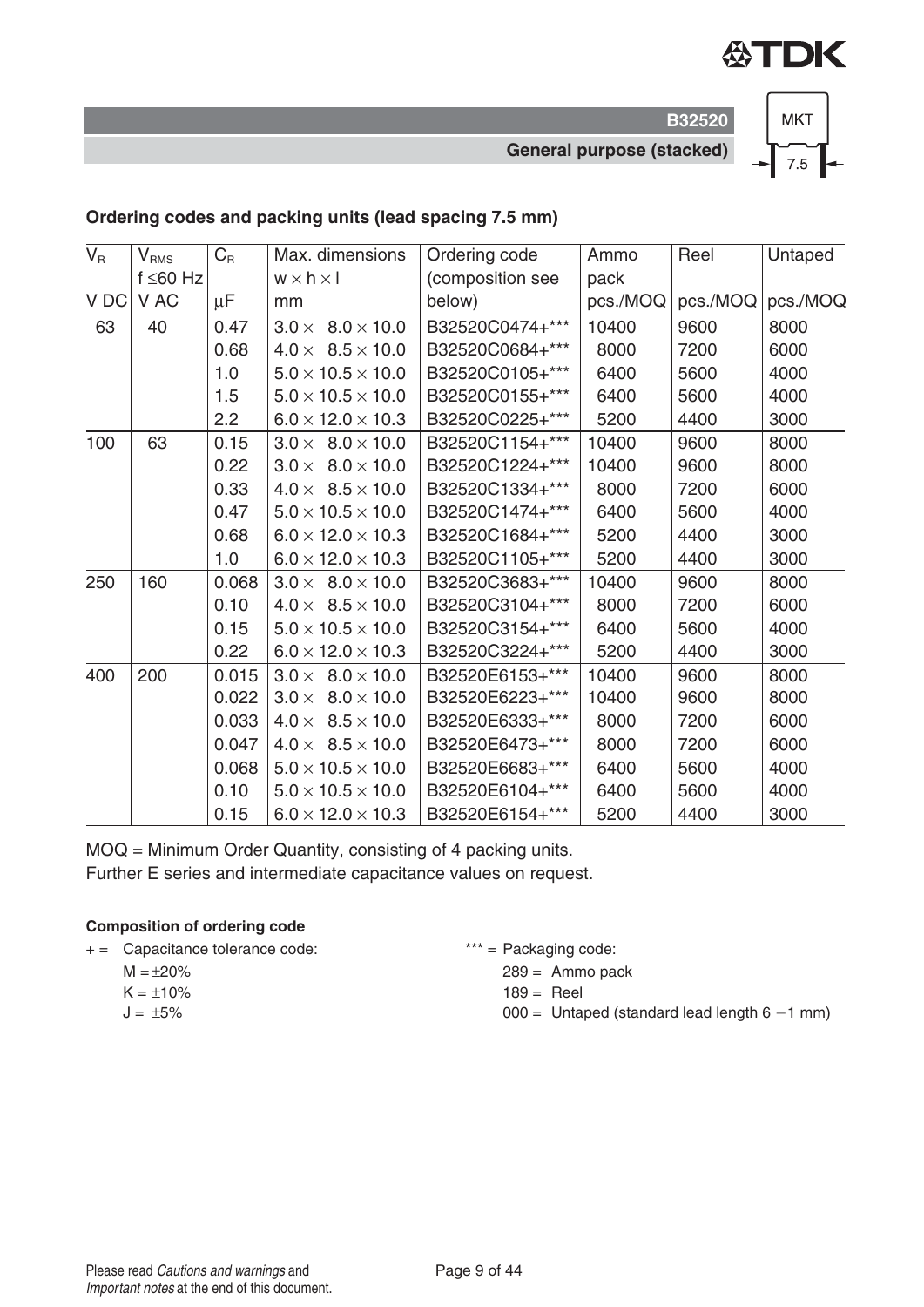B32520

General purpose (stacked)

MKT 7.5

### Ordering codes and packing units (lead spacing 7.5 mm)

| $V_R$ | $V_{RMS}$ f ≤60 Hz | $C_R$ | Max. dimensions w × h × l | Ordering code (composition see below) | Ammo pack | Reel | Untaped |
|---|---|---|---|---|---|---|---|
| V DC | V AC | µF | mm | | pcs./MOQ | pcs./MOQ | pcs./MOQ |
| 63 | 40 | 0.47 | 3.0 × 8.0 × 10.0 | B32520C0474+*** | 10400 | 9600 | 8000 |
| | | 0.68 | 4.0 × 8.5 × 10.0 | B32520C0684+*** | 8000 | 7200 | 6000 |
| | | 1.0 | 5.0 × 10.5 × 10.0 | B32520C0105+*** | 6400 | 5600 | 4000 |
| | | 1.5 | 5.0 × 10.5 × 10.0 | B32520C0155+*** | 6400 | 5600 | 4000 |
| | | 2.2 | 6.0 × 12.0 × 10.3 | B32520C0225+*** | 5200 | 4400 | 3000 |
| 100 | 63 | 0.15 | 3.0 × 8.0 × 10.0 | B32520C1154+*** | 10400 | 9600 | 8000 |
| | | 0.22 | 3.0 × 8.0 × 10.0 | B32520C1224+*** | 10400 | 9600 | 8000 |
| | | 0.33 | 4.0 × 8.5 × 10.0 | B32520C1334+*** | 8000 | 7200 | 6000 |
| | | 0.47 | 5.0 × 10.5 × 10.0 | B32520C1474+*** | 6400 | 5600 | 4000 |
| | | 0.68 | 6.0 × 12.0 × 10.3 | B32520C1684+*** | 5200 | 4400 | 3000 |
| | | 1.0 | 6.0 × 12.0 × 10.3 | B32520C1105+*** | 5200 | 4400 | 3000 |
| 250 | 160 | 0.068 | 3.0 × 8.0 × 10.0 | B32520C3683+*** | 10400 | 9600 | 8000 |
| | | 0.10 | 4.0 × 8.5 × 10.0 | B32520C3104+*** | 8000 | 7200 | 6000 |
| | | 0.15 | 5.0 × 10.5 × 10.0 | B32520C3154+*** | 6400 | 5600 | 4000 |
| | | 0.22 | 6.0 × 12.0 × 10.3 | B32520C3224+*** | 5200 | 4400 | 3000 |
| 400 | 200 | 0.015 | 3.0 × 8.0 × 10.0 | B32520E6153+*** | 10400 | 9600 | 8000 |
| | | 0.022 | 3.0 × 8.0 × 10.0 | B32520E6223+*** | 10400 | 9600 | 8000 |
| | | 0.033 | 4.0 × 8.5 × 10.0 | B32520E6333+*** | 8000 | 7200 | 6000 |
| | | 0.047 | 4.0 × 8.5 × 10.0 | B32520E6473+*** | 8000 | 7200 | 6000 |
| | | 0.068 | 5.0 × 10.5 × 10.0 | B32520E6683+*** | 6400 | 5600 | 4000 |
| | | 0.10 | 5.0 × 10.5 × 10.0 | B32520E6104+*** | 6400 | 5600 | 4000 |
| | | 0.15 | 6.0 × 12.0 × 10.3 | B32520E6154+*** | 5200 | 4400 | 3000 |

MOQ = Minimum Order Quantity, consisting of 4 packing units.
Further E series and intermediate capacitance values on request.

**Composition of ordering code**

\+ = Capacitance tolerance code:
- M = ±20%
- K = ±10%
- J = ±5%

*** = Packaging code:
- 289 = Ammo pack
- 189 = Reel
- 000 = Untaped (standard lead length 6 −1 mm)

Please read *Cautions and warnings* and *Important notes* at the end of this document.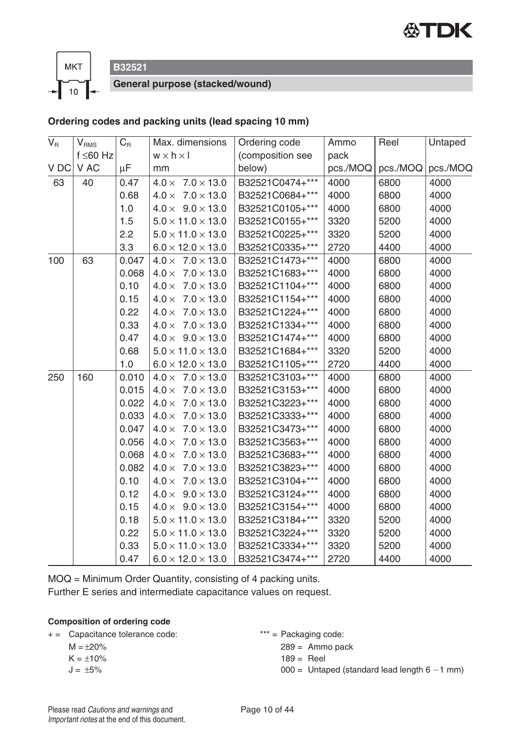# B32521

## General purpose (stacked/wound)

### Ordering codes and packing units (lead spacing 10 mm)

| $V_R$ | $V_{RMS}$ f ≤60 Hz | $C_R$ | Max. dimensions w × h × l | Ordering code (composition see below) | Ammo pack | Reel | Untaped |
|---|---|---|---|---|---|---|---|
| V DC | V AC | µF | mm | | pcs./MOQ | pcs./MOQ | pcs./MOQ |
| 63 | 40 | 0.47 | 4.0 × 7.0 × 13.0 | B32521C0474+*** | 4000 | 6800 | 4000 |
| | | 0.68 | 4.0 × 7.0 × 13.0 | B32521C0684+*** | 4000 | 6800 | 4000 |
| | | 1.0 | 4.0 × 9.0 × 13.0 | B32521C0105+*** | 4000 | 6800 | 4000 |
| | | 1.5 | 5.0 × 11.0 × 13.0 | B32521C0155+*** | 3320 | 5200 | 4000 |
| | | 2.2 | 5.0 × 11.0 × 13.0 | B32521C0225+*** | 3320 | 5200 | 4000 |
| | | 3.3 | 6.0 × 12.0 × 13.0 | B32521C0335+*** | 2720 | 4400 | 4000 |
| 100 | 63 | 0.047 | 4.0 × 7.0 × 13.0 | B32521C1473+*** | 4000 | 6800 | 4000 |
| | | 0.068 | 4.0 × 7.0 × 13.0 | B32521C1683+*** | 4000 | 6800 | 4000 |
| | | 0.10 | 4.0 × 7.0 × 13.0 | B32521C1104+*** | 4000 | 6800 | 4000 |
| | | 0.15 | 4.0 × 7.0 × 13.0 | B32521C1154+*** | 4000 | 6800 | 4000 |
| | | 0.22 | 4.0 × 7.0 × 13.0 | B32521C1224+*** | 4000 | 6800 | 4000 |
| | | 0.33 | 4.0 × 7.0 × 13.0 | B32521C1334+*** | 4000 | 6800 | 4000 |
| | | 0.47 | 4.0 × 9.0 × 13.0 | B32521C1474+*** | 4000 | 6800 | 4000 |
| | | 0.68 | 5.0 × 11.0 × 13.0 | B32521C1684+*** | 3320 | 5200 | 4000 |
| | | 1.0 | 6.0 × 12.0 × 13.0 | B32521C1105+*** | 2720 | 4400 | 4000 |
| 250 | 160 | 0.010 | 4.0 × 7.0 × 13.0 | B32521C3103+*** | 4000 | 6800 | 4000 |
| | | 0.015 | 4.0 × 7.0 × 13.0 | B32521C3153+*** | 4000 | 6800 | 4000 |
| | | 0.022 | 4.0 × 7.0 × 13.0 | B32521C3223+*** | 4000 | 6800 | 4000 |
| | | 0.033 | 4.0 × 7.0 × 13.0 | B32521C3333+*** | 4000 | 6800 | 4000 |
| | | 0.047 | 4.0 × 7.0 × 13.0 | B32521C3473+*** | 4000 | 6800 | 4000 |
| | | 0.056 | 4.0 × 7.0 × 13.0 | B32521C3563+*** | 4000 | 6800 | 4000 |
| | | 0.068 | 4.0 × 7.0 × 13.0 | B32521C3683+*** | 4000 | 6800 | 4000 |
| | | 0.082 | 4.0 × 7.0 × 13.0 | B32521C3823+*** | 4000 | 6800 | 4000 |
| | | 0.10 | 4.0 × 7.0 × 13.0 | B32521C3104+*** | 4000 | 6800 | 4000 |
| | | 0.12 | 4.0 × 9.0 × 13.0 | B32521C3124+*** | 4000 | 6800 | 4000 |
| | | 0.15 | 4.0 × 9.0 × 13.0 | B32521C3154+*** | 4000 | 6800 | 4000 |
| | | 0.18 | 5.0 × 11.0 × 13.0 | B32521C3184+*** | 3320 | 5200 | 4000 |
| | | 0.22 | 5.0 × 11.0 × 13.0 | B32521C3224+*** | 3320 | 5200 | 4000 |
| | | 0.33 | 5.0 × 11.0 × 13.0 | B32521C3334+*** | 3320 | 5200 | 4000 |
| | | 0.47 | 6.0 × 12.0 × 13.0 | B32521C3474+*** | 2720 | 4400 | 4000 |

MOQ = Minimum Order Quantity, consisting of 4 packing units.
Further E series and intermediate capacitance values on request.

**Composition of ordering code**

\+ = Capacitance tolerance code:
- M = ±20%
- K = ±10%
- J = ±5%

*** = Packaging code:
- 289 = Ammo pack
- 189 = Reel
- 000 = Untaped (standard lead length 6 −1 mm)

Please read *Cautions and warnings* and *Important notes* at the end of this document.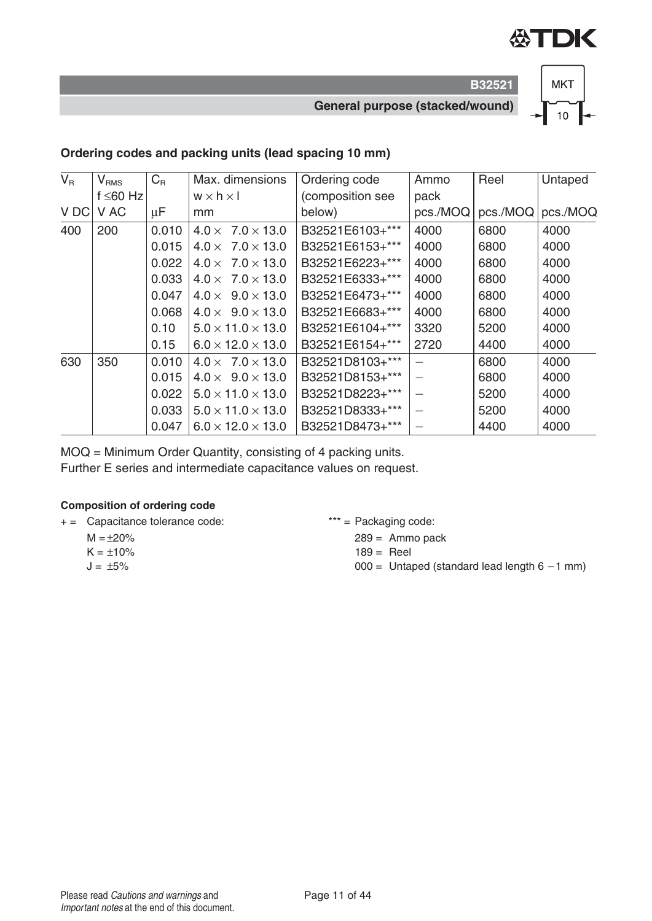## Ordering codes and packing units (lead spacing 10 mm)

| $V_R$ | $V_{RMS}$ f ≤60 Hz | $C_R$ | Max. dimensions w × h × l | Ordering code (composition see below) | Ammo pack | Reel | Untaped |
|---|---|---|---|---|---|---|---|
| V DC | V AC | µF | mm | | pcs./MOQ | pcs./MOQ | pcs./MOQ |
| 400 | 200 | 0.010 | 4.0 × 7.0 × 13.0 | B32521E6103+*** | 4000 | 6800 | 4000 |
| | | 0.015 | 4.0 × 7.0 × 13.0 | B32521E6153+*** | 4000 | 6800 | 4000 |
| | | 0.022 | 4.0 × 7.0 × 13.0 | B32521E6223+*** | 4000 | 6800 | 4000 |
| | | 0.033 | 4.0 × 7.0 × 13.0 | B32521E6333+*** | 4000 | 6800 | 4000 |
| | | 0.047 | 4.0 × 9.0 × 13.0 | B32521E6473+*** | 4000 | 6800 | 4000 |
| | | 0.068 | 4.0 × 9.0 × 13.0 | B32521E6683+*** | 4000 | 6800 | 4000 |
| | | 0.10 | 5.0 × 11.0 × 13.0 | B32521E6104+*** | 3320 | 5200 | 4000 |
| | | 0.15 | 6.0 × 12.0 × 13.0 | B32521E6154+*** | 2720 | 4400 | 4000 |
| 630 | 350 | 0.010 | 4.0 × 7.0 × 13.0 | B32521D8103+*** | – | 6800 | 4000 |
| | | 0.015 | 4.0 × 9.0 × 13.0 | B32521D8153+*** | – | 6800 | 4000 |
| | | 0.022 | 5.0 × 11.0 × 13.0 | B32521D8223+*** | – | 5200 | 4000 |
| | | 0.033 | 5.0 × 11.0 × 13.0 | B32521D8333+*** | – | 5200 | 4000 |
| | | 0.047 | 6.0 × 12.0 × 13.0 | B32521D8473+*** | – | 4400 | 4000 |

MOQ = Minimum Order Quantity, consisting of 4 packing units.
Further E series and intermediate capacitance values on request.

**Composition of ordering code**

+ = Capacitance tolerance code:
- M = ±20%
- K = ±10%
- J = ±5%

*** = Packaging code:
- 289 = Ammo pack
- 189 = Reel
- 000 = Untaped (standard lead length 6 −1 mm)

Please read *Cautions and warnings* and *Important notes* at the end of this document.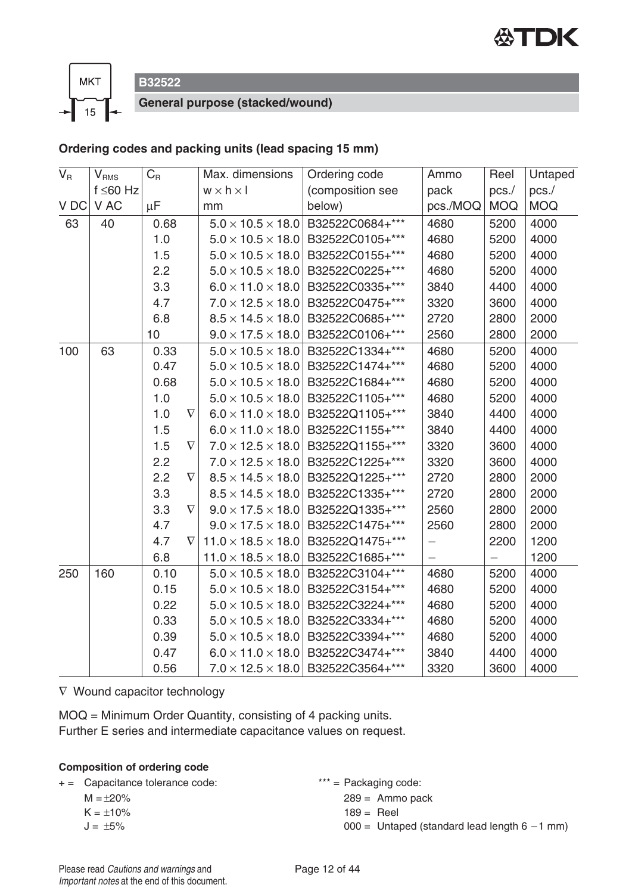## B32522

**General purpose (stacked/wound)**

### Ordering codes and packing units (lead spacing 15 mm)

| $V_R$ V DC | $V_{RMS}$ f ≤60 Hz V AC | $C_R$ µF | | Max. dimensions w × h × l mm | Ordering code (composition see below) | Ammo pack pcs./MOQ | Reel pcs./ MOQ | Untaped pcs./ MOQ |
|---|---|---|---|---|---|---|---|---|
| 63 | 40 | 0.68 | | 5.0 × 10.5 × 18.0 | B32522C0684+*** | 4680 | 5200 | 4000 |
| | | 1.0 | | 5.0 × 10.5 × 18.0 | B32522C0105+*** | 4680 | 5200 | 4000 |
| | | 1.5 | | 5.0 × 10.5 × 18.0 | B32522C0155+*** | 4680 | 5200 | 4000 |
| | | 2.2 | | 5.0 × 10.5 × 18.0 | B32522C0225+*** | 4680 | 5200 | 4000 |
| | | 3.3 | | 6.0 × 11.0 × 18.0 | B32522C0335+*** | 3840 | 4400 | 4000 |
| | | 4.7 | | 7.0 × 12.5 × 18.0 | B32522C0475+*** | 3320 | 3600 | 4000 |
| | | 6.8 | | 8.5 × 14.5 × 18.0 | B32522C0685+*** | 2720 | 2800 | 2000 |
| | | 10 | | 9.0 × 17.5 × 18.0 | B32522C0106+*** | 2560 | 2800 | 2000 |
| 100 | 63 | 0.33 | | 5.0 × 10.5 × 18.0 | B32522C1334+*** | 4680 | 5200 | 4000 |
| | | 0.47 | | 5.0 × 10.5 × 18.0 | B32522C1474+*** | 4680 | 5200 | 4000 |
| | | 0.68 | | 5.0 × 10.5 × 18.0 | B32522C1684+*** | 4680 | 5200 | 4000 |
| | | 1.0 | | 5.0 × 10.5 × 18.0 | B32522C1105+*** | 4680 | 5200 | 4000 |
| | | 1.0 | ∇ | 6.0 × 11.0 × 18.0 | B32522Q1105+*** | 3840 | 4400 | 4000 |
| | | 1.5 | | 6.0 × 11.0 × 18.0 | B32522C1155+*** | 3840 | 4400 | 4000 |
| | | 1.5 | ∇ | 7.0 × 12.5 × 18.0 | B32522Q1155+*** | 3320 | 3600 | 4000 |
| | | 2.2 | | 7.0 × 12.5 × 18.0 | B32522C1225+*** | 3320 | 3600 | 4000 |
| | | 2.2 | ∇ | 8.5 × 14.5 × 18.0 | B32522Q1225+*** | 2720 | 2800 | 2000 |
| | | 3.3 | | 8.5 × 14.5 × 18.0 | B32522C1335+*** | 2720 | 2800 | 2000 |
| | | 3.3 | ∇ | 9.0 × 17.5 × 18.0 | B32522Q1335+*** | 2560 | 2800 | 2000 |
| | | 4.7 | | 9.0 × 17.5 × 18.0 | B32522C1475+*** | 2560 | 2800 | 2000 |
| | | 4.7 | ∇ | 11.0 × 18.5 × 18.0 | B32522Q1475+*** | – | 2200 | 1200 |
| | | 6.8 | | 11.0 × 18.5 × 18.0 | B32522C1685+*** | – | – | 1200 |
| 250 | 160 | 0.10 | | 5.0 × 10.5 × 18.0 | B32522C3104+*** | 4680 | 5200 | 4000 |
| | | 0.15 | | 5.0 × 10.5 × 18.0 | B32522C3154+*** | 4680 | 5200 | 4000 |
| | | 0.22 | | 5.0 × 10.5 × 18.0 | B32522C3224+*** | 4680 | 5200 | 4000 |
| | | 0.33 | | 5.0 × 10.5 × 18.0 | B32522C3334+*** | 4680 | 5200 | 4000 |
| | | 0.39 | | 5.0 × 10.5 × 18.0 | B32522C3394+*** | 4680 | 5200 | 4000 |
| | | 0.47 | | 6.0 × 11.0 × 18.0 | B32522C3474+*** | 3840 | 4400 | 4000 |
| | | 0.56 | | 7.0 × 12.5 × 18.0 | B32522C3564+*** | 3320 | 3600 | 4000 |

∇ Wound capacitor technology

MOQ = Minimum Order Quantity, consisting of 4 packing units.
Further E series and intermediate capacitance values on request.

**Composition of ordering code**

+ = Capacitance tolerance code:
M = ±20%
K = ±10%
J = ±5%

*** = Packaging code:
289 = Ammo pack
189 = Reel
000 = Untaped (standard lead length 6 −1 mm)

Please read *Cautions and warnings* and *Important notes* at the end of this document.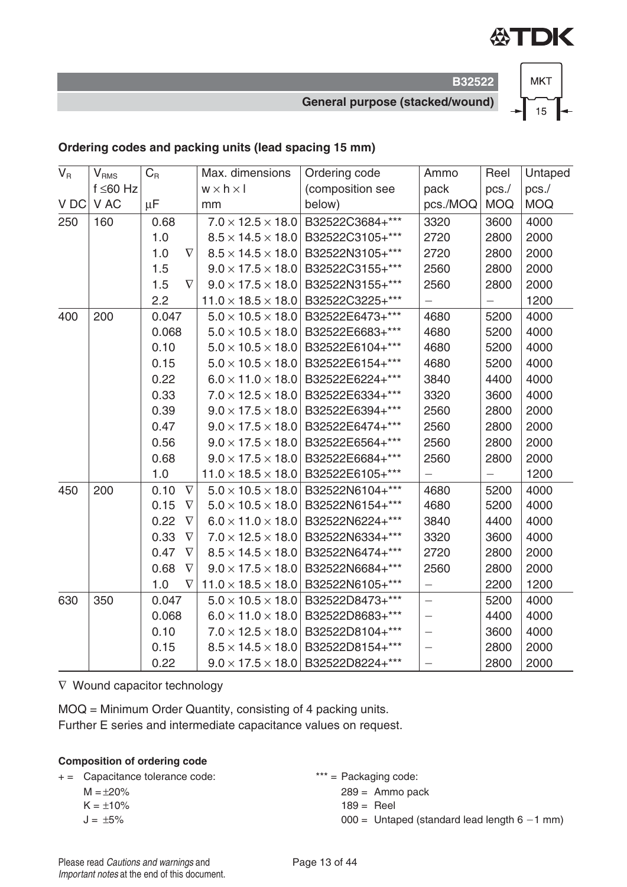## Ordering codes and packing units (lead spacing 15 mm)

| $V_R$ | $V_{RMS}$ f ≤60 Hz | $C_R$ | Max. dimensions w × h × l | Ordering code (composition see below) | Ammo pack pcs./MOQ | Reel pcs./ MOQ | Untaped pcs./ MOQ |
|---|---|---|---|---|---|---|---|
| V DC | V AC | µF | mm | | | | |
| 250 | 160 | 0.68 | 7.0 × 12.5 × 18.0 | B32522C3684+*** | 3320 | 3600 | 4000 |
| | | 1.0 | 8.5 × 14.5 × 18.0 | B32522C3105+*** | 2720 | 2800 | 2000 |
| | | 1.0 ∇ | 8.5 × 14.5 × 18.0 | B32522N3105+*** | 2720 | 2800 | 2000 |
| | | 1.5 | 9.0 × 17.5 × 18.0 | B32522C3155+*** | 2560 | 2800 | 2000 |
| | | 1.5 ∇ | 9.0 × 17.5 × 18.0 | B32522N3155+*** | 2560 | 2800 | 2000 |
| | | 2.2 | 11.0 × 18.5 × 18.0 | B32522C3225+*** | – | – | 1200 |
| 400 | 200 | 0.047 | 5.0 × 10.5 × 18.0 | B32522E6473+*** | 4680 | 5200 | 4000 |
| | | 0.068 | 5.0 × 10.5 × 18.0 | B32522E6683+*** | 4680 | 5200 | 4000 |
| | | 0.10 | 5.0 × 10.5 × 18.0 | B32522E6104+*** | 4680 | 5200 | 4000 |
| | | 0.15 | 5.0 × 10.5 × 18.0 | B32522E6154+*** | 4680 | 5200 | 4000 |
| | | 0.22 | 6.0 × 11.0 × 18.0 | B32522E6224+*** | 3840 | 4400 | 4000 |
| | | 0.33 | 7.0 × 12.5 × 18.0 | B32522E6334+*** | 3320 | 3600 | 4000 |
| | | 0.39 | 9.0 × 17.5 × 18.0 | B32522E6394+*** | 2560 | 2800 | 2000 |
| | | 0.47 | 9.0 × 17.5 × 18.0 | B32522E6474+*** | 2560 | 2800 | 2000 |
| | | 0.56 | 9.0 × 17.5 × 18.0 | B32522E6564+*** | 2560 | 2800 | 2000 |
| | | 0.68 | 9.0 × 17.5 × 18.0 | B32522E6684+*** | 2560 | 2800 | 2000 |
| | | 1.0 | 11.0 × 18.5 × 18.0 | B32522E6105+*** | – | – | 1200 |
| 450 | 200 | 0.10 ∇ | 5.0 × 10.5 × 18.0 | B32522N6104+*** | 4680 | 5200 | 4000 |
| | | 0.15 ∇ | 5.0 × 10.5 × 18.0 | B32522N6154+*** | 4680 | 5200 | 4000 |
| | | 0.22 ∇ | 6.0 × 11.0 × 18.0 | B32522N6224+*** | 3840 | 4400 | 4000 |
| | | 0.33 ∇ | 7.0 × 12.5 × 18.0 | B32522N6334+*** | 3320 | 3600 | 4000 |
| | | 0.47 ∇ | 8.5 × 14.5 × 18.0 | B32522N6474+*** | 2720 | 2800 | 2000 |
| | | 0.68 ∇ | 9.0 × 17.5 × 18.0 | B32522N6684+*** | 2560 | 2800 | 2000 |
| | | 1.0 ∇ | 11.0 × 18.5 × 18.0 | B32522N6105+*** | – | 2200 | 1200 |
| 630 | 350 | 0.047 | 5.0 × 10.5 × 18.0 | B32522D8473+*** | – | 5200 | 4000 |
| | | 0.068 | 6.0 × 11.0 × 18.0 | B32522D8683+*** | – | 4400 | 4000 |
| | | 0.10 | 7.0 × 12.5 × 18.0 | B32522D8104+*** | – | 3600 | 4000 |
| | | 0.15 | 8.5 × 14.5 × 18.0 | B32522D8154+*** | – | 2800 | 2000 |
| | | 0.22 | 9.0 × 17.5 × 18.0 | B32522D8224+*** | – | 2800 | 2000 |

∇ Wound capacitor technology

MOQ = Minimum Order Quantity, consisting of 4 packing units.
Further E series and intermediate capacitance values on request.

#### Composition of ordering code

+ = Capacitance tolerance code:
  - M = ±20%
  - K = ±10%
  - J = ±5%

*** = Packaging code:
  - 289 = Ammo pack
  - 189 = Reel
  - 000 = Untaped (standard lead length 6 −1 mm)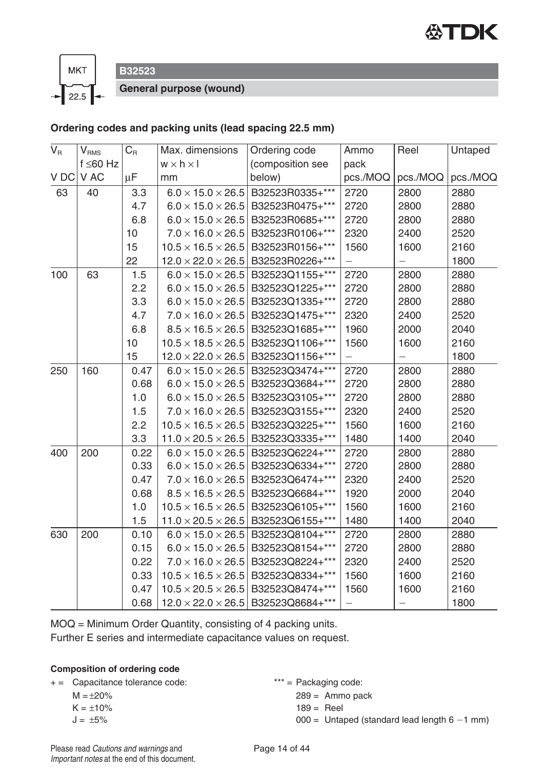MKT 22.5

**B32523**

**General purpose (wound)**

### Ordering codes and packing units (lead spacing 22.5 mm)

| $V_R$ | $V_{RMS}$ f ≤60 Hz | $C_R$ | Max. dimensions w × h × l | Ordering code (composition see below) | Ammo pack | Reel | Untaped |
|---|---|---|---|---|---|---|---|
| V DC | V AC | µF | mm | | pcs./MOQ | pcs./MOQ | pcs./MOQ |
| 63 | 40 | 3.3 | 6.0 × 15.0 × 26.5 | B32523R0335+*** | 2720 | 2800 | 2880 |
| | | 4.7 | 6.0 × 15.0 × 26.5 | B32523R0475+*** | 2720 | 2800 | 2880 |
| | | 6.8 | 6.0 × 15.0 × 26.5 | B32523R0685+*** | 2720 | 2800 | 2880 |
| | | 10 | 7.0 × 16.0 × 26.5 | B32523R0106+*** | 2320 | 2400 | 2520 |
| | | 15 | 10.5 × 16.5 × 26.5 | B32523R0156+*** | 1560 | 1600 | 2160 |
| | | 22 | 12.0 × 22.0 × 26.5 | B32523R0226+*** | – | – | 1800 |
| 100 | 63 | 1.5 | 6.0 × 15.0 × 26.5 | B32523Q1155+*** | 2720 | 2800 | 2880 |
| | | 2.2 | 6.0 × 15.0 × 26.5 | B32523Q1225+*** | 2720 | 2800 | 2880 |
| | | 3.3 | 6.0 × 15.0 × 26.5 | B32523Q1335+*** | 2720 | 2800 | 2880 |
| | | 4.7 | 7.0 × 16.0 × 26.5 | B32523Q1475+*** | 2320 | 2400 | 2520 |
| | | 6.8 | 8.5 × 16.5 × 26.5 | B32523Q1685+*** | 1960 | 2000 | 2040 |
| | | 10 | 10.5 × 18.5 × 26.5 | B32523Q1106+*** | 1560 | 1600 | 2160 |
| | | 15 | 12.0 × 22.0 × 26.5 | B32523Q1156+*** | – | – | 1800 |
| 250 | 160 | 0.47 | 6.0 × 15.0 × 26.5 | B32523Q3474+*** | 2720 | 2800 | 2880 |
| | | 0.68 | 6.0 × 15.0 × 26.5 | B32523Q3684+*** | 2720 | 2800 | 2880 |
| | | 1.0 | 6.0 × 15.0 × 26.5 | B32523Q3105+*** | 2720 | 2800 | 2880 |
| | | 1.5 | 7.0 × 16.0 × 26.5 | B32523Q3155+*** | 2320 | 2400 | 2520 |
| | | 2.2 | 10.5 × 16.5 × 26.5 | B32523Q3225+*** | 1560 | 1600 | 2160 |
| | | 3.3 | 11.0 × 20.5 × 26.5 | B32523Q3335+*** | 1480 | 1400 | 2040 |
| 400 | 200 | 0.22 | 6.0 × 15.0 × 26.5 | B32523Q6224+*** | 2720 | 2800 | 2880 |
| | | 0.33 | 6.0 × 15.0 × 26.5 | B32523Q6334+*** | 2720 | 2800 | 2880 |
| | | 0.47 | 7.0 × 16.0 × 26.5 | B32523Q6474+*** | 2320 | 2400 | 2520 |
| | | 0.68 | 8.5 × 16.5 × 26.5 | B32523Q6684+*** | 1920 | 2000 | 2040 |
| | | 1.0 | 10.5 × 16.5 × 26.5 | B32523Q6105+*** | 1560 | 1600 | 2160 |
| | | 1.5 | 11.0 × 20.5 × 26.5 | B32523Q6155+*** | 1480 | 1400 | 2040 |
| 630 | 200 | 0.10 | 6.0 × 15.0 × 26.5 | B32523Q8104+*** | 2720 | 2800 | 2880 |
| | | 0.15 | 6.0 × 15.0 × 26.5 | B32523Q8154+*** | 2720 | 2800 | 2880 |
| | | 0.22 | 7.0 × 16.0 × 26.5 | B32523Q8224+*** | 2320 | 2400 | 2520 |
| | | 0.33 | 10.5 × 16.5 × 26.5 | B32523Q8334+*** | 1560 | 1600 | 2160 |
| | | 0.47 | 10.5 × 20.5 × 26.5 | B32523Q8474+*** | 1560 | 1600 | 2160 |
| | | 0.68 | 12.0 × 22.0 × 26.5 | B32523Q8684+*** | – | – | 1800 |

MOQ = Minimum Order Quantity, consisting of 4 packing units.
Further E series and intermediate capacitance values on request.

**Composition of ordering code**

+ = Capacitance tolerance code:
M = ±20%
K = ±10%
J = ±5%

*** = Packaging code:
289 = Ammo pack
189 = Reel
000 = Untaped (standard lead length 6 −1 mm)

Please read *Cautions and warnings* and *Important notes* at the end of this document.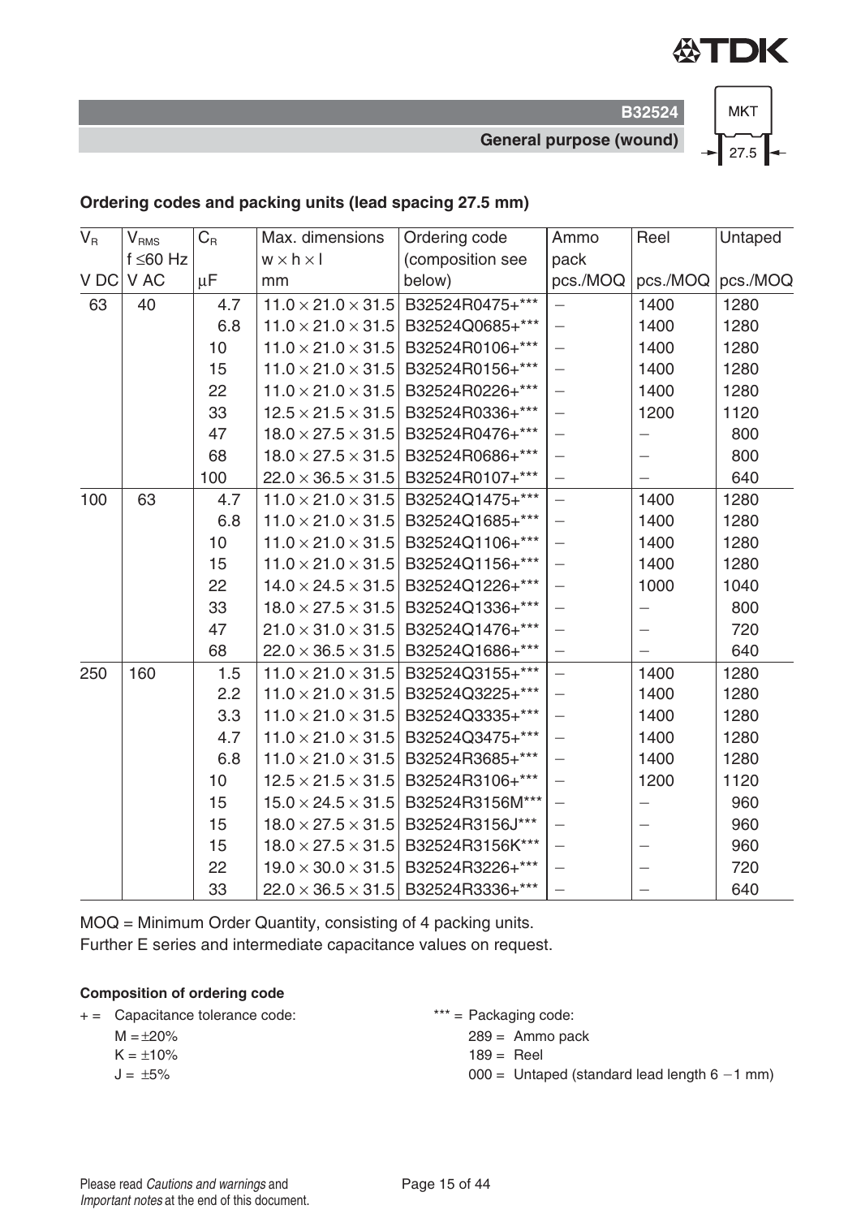## Ordering codes and packing units (lead spacing 27.5 mm)

| $V_R$ | $V_{RMS}$ f ≤60 Hz | $C_R$ | Max. dimensions w × h × l | Ordering code (composition see below) | Ammo pack | Reel | Untaped |
|---|---|---|---|---|---|---|---|
| V DC | V AC | µF | mm | | pcs./MOQ | pcs./MOQ | pcs./MOQ |
| 63 | 40 | 4.7 | 11.0 × 21.0 × 31.5 | B32524R0475+*** | – | 1400 | 1280 |
| | | 6.8 | 11.0 × 21.0 × 31.5 | B32524Q0685+*** | – | 1400 | 1280 |
| | | 10 | 11.0 × 21.0 × 31.5 | B32524R0106+*** | – | 1400 | 1280 |
| | | 15 | 11.0 × 21.0 × 31.5 | B32524R0156+*** | – | 1400 | 1280 |
| | | 22 | 11.0 × 21.0 × 31.5 | B32524R0226+*** | – | 1400 | 1280 |
| | | 33 | 12.5 × 21.5 × 31.5 | B32524R0336+*** | – | 1200 | 1120 |
| | | 47 | 18.0 × 27.5 × 31.5 | B32524R0476+*** | – | – | 800 |
| | | 68 | 18.0 × 27.5 × 31.5 | B32524R0686+*** | – | – | 800 |
| | | 100 | 22.0 × 36.5 × 31.5 | B32524R0107+*** | – | – | 640 |
| 100 | 63 | 4.7 | 11.0 × 21.0 × 31.5 | B32524Q1475+*** | – | 1400 | 1280 |
| | | 6.8 | 11.0 × 21.0 × 31.5 | B32524Q1685+*** | – | 1400 | 1280 |
| | | 10 | 11.0 × 21.0 × 31.5 | B32524Q1106+*** | – | 1400 | 1280 |
| | | 15 | 11.0 × 21.0 × 31.5 | B32524Q1156+*** | – | 1400 | 1280 |
| | | 22 | 14.0 × 24.5 × 31.5 | B32524Q1226+*** | – | 1000 | 1040 |
| | | 33 | 18.0 × 27.5 × 31.5 | B32524Q1336+*** | – | – | 800 |
| | | 47 | 21.0 × 31.0 × 31.5 | B32524Q1476+*** | – | – | 720 |
| | | 68 | 22.0 × 36.5 × 31.5 | B32524Q1686+*** | – | – | 640 |
| 250 | 160 | 1.5 | 11.0 × 21.0 × 31.5 | B32524Q3155+*** | – | 1400 | 1280 |
| | | 2.2 | 11.0 × 21.0 × 31.5 | B32524Q3225+*** | – | 1400 | 1280 |
| | | 3.3 | 11.0 × 21.0 × 31.5 | B32524Q3335+*** | – | 1400 | 1280 |
| | | 4.7 | 11.0 × 21.0 × 31.5 | B32524Q3475+*** | – | 1400 | 1280 |
| | | 6.8 | 11.0 × 21.0 × 31.5 | B32524R3685+*** | – | 1400 | 1280 |
| | | 10 | 12.5 × 21.5 × 31.5 | B32524R3106+*** | – | 1200 | 1120 |
| | | 15 | 15.0 × 24.5 × 31.5 | B32524R3156M*** | – | – | 960 |
| | | 15 | 18.0 × 27.5 × 31.5 | B32524R3156J*** | – | – | 960 |
| | | 15 | 18.0 × 27.5 × 31.5 | B32524R3156K*** | – | – | 960 |
| | | 22 | 19.0 × 30.0 × 31.5 | B32524R3226+*** | – | – | 720 |
| | | 33 | 22.0 × 36.5 × 31.5 | B32524R3336+*** | – | – | 640 |

MOQ = Minimum Order Quantity, consisting of 4 packing units.
Further E series and intermediate capacitance values on request.

**Composition of ordering code**

\+ = Capacitance tolerance code:
- M = ±20%
- K = ±10%
- J = ±5%

*** = Packaging code:
- 289 = Ammo pack
- 189 = Reel
- 000 = Untaped (standard lead length 6 −1 mm)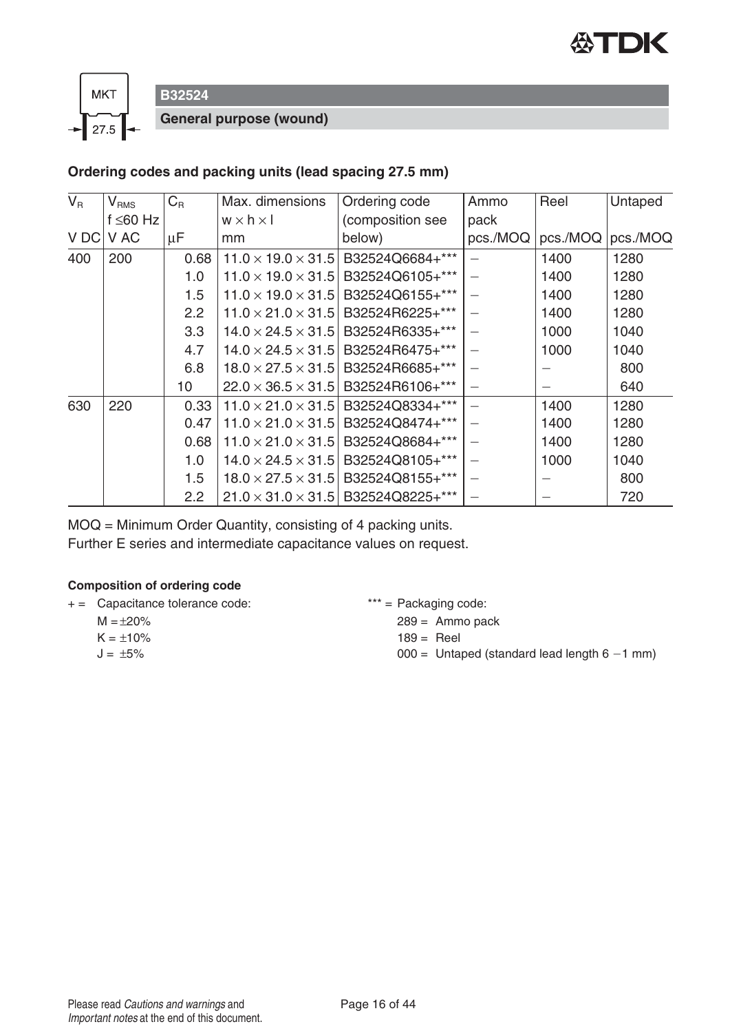**B32524**

**General purpose (wound)**

### Ordering codes and packing units (lead spacing 27.5 mm)

| $V_R$ | $V_{RMS}$ f ≤60 Hz | $C_R$ | Max. dimensions w × h × l | Ordering code (composition see below) | Ammo pack | Reel | Untaped |
|---|---|---|---|---|---|---|---|
| V DC | V AC | µF | mm | | pcs./MOQ | pcs./MOQ | pcs./MOQ |
| 400 | 200 | 0.68 | 11.0 × 19.0 × 31.5 | B32524Q6684+*** | – | 1400 | 1280 |
| | | 1.0 | 11.0 × 19.0 × 31.5 | B32524Q6105+*** | – | 1400 | 1280 |
| | | 1.5 | 11.0 × 19.0 × 31.5 | B32524Q6155+*** | – | 1400 | 1280 |
| | | 2.2 | 11.0 × 21.0 × 31.5 | B32524R6225+*** | – | 1400 | 1280 |
| | | 3.3 | 14.0 × 24.5 × 31.5 | B32524R6335+*** | – | 1000 | 1040 |
| | | 4.7 | 14.0 × 24.5 × 31.5 | B32524R6475+*** | – | 1000 | 1040 |
| | | 6.8 | 18.0 × 27.5 × 31.5 | B32524R6685+*** | – | – | 800 |
| | | 10 | 22.0 × 36.5 × 31.5 | B32524R6106+*** | – | – | 640 |
| 630 | 220 | 0.33 | 11.0 × 21.0 × 31.5 | B32524Q8334+*** | – | 1400 | 1280 |
| | | 0.47 | 11.0 × 21.0 × 31.5 | B32524Q8474+*** | – | 1400 | 1280 |
| | | 0.68 | 11.0 × 21.0 × 31.5 | B32524Q8684+*** | – | 1400 | 1280 |
| | | 1.0 | 14.0 × 24.5 × 31.5 | B32524Q8105+*** | – | 1000 | 1040 |
| | | 1.5 | 18.0 × 27.5 × 31.5 | B32524Q8155+*** | – | – | 800 |
| | | 2.2 | 21.0 × 31.0 × 31.5 | B32524Q8225+*** | – | – | 720 |

MOQ = Minimum Order Quantity, consisting of 4 packing units.
Further E series and intermediate capacitance values on request.

**Composition of ordering code**

+ = Capacitance tolerance code:
- M = ±20%
- K = ±10%
- J = ±5%

*** = Packaging code:
- 289 = Ammo pack
- 189 = Reel
- 000 = Untaped (standard lead length 6 −1 mm)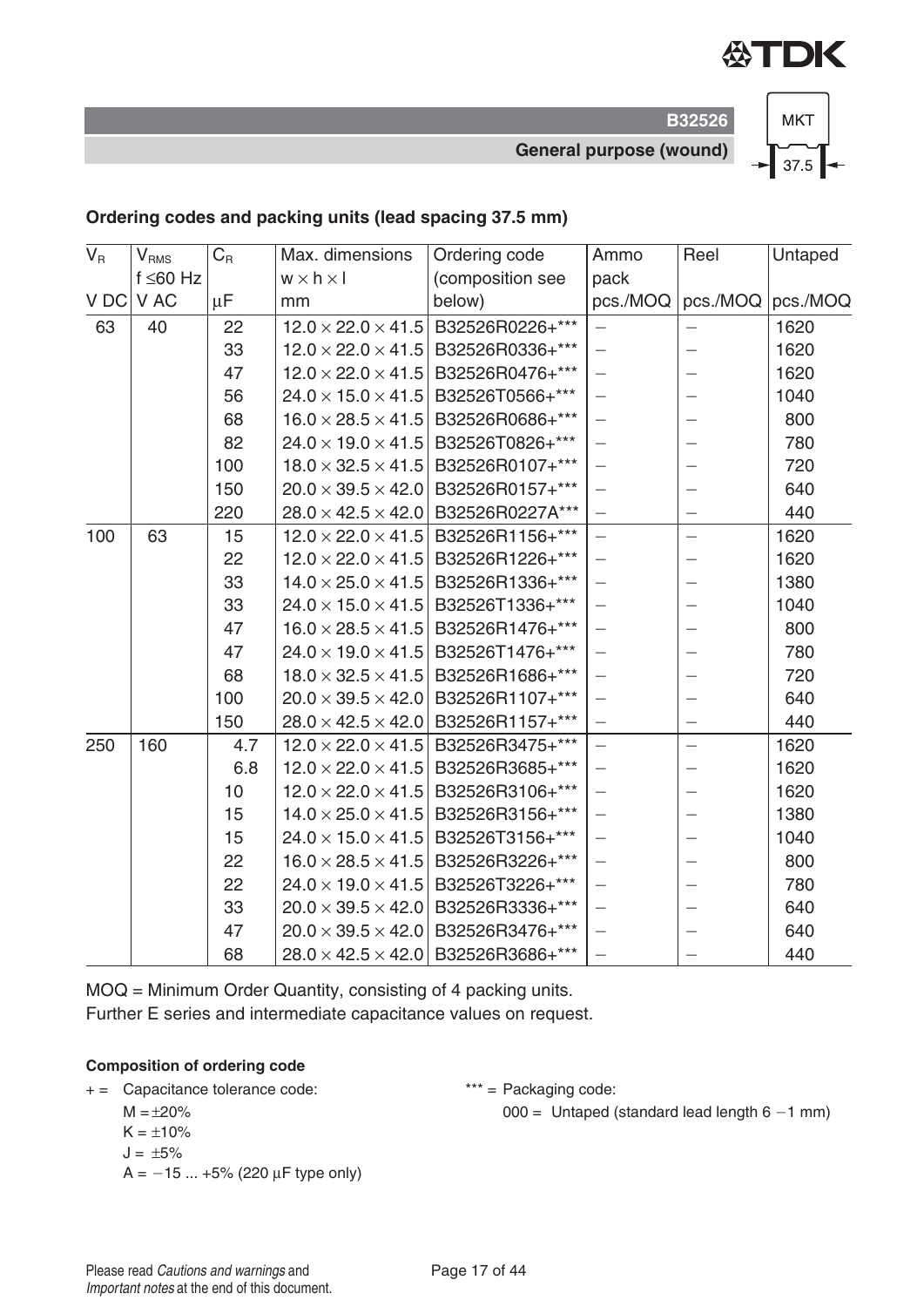## Ordering codes and packing units (lead spacing 37.5 mm)

| $V_R$ | $V_{RMS}$ f ≤60 Hz | $C_R$ | Max. dimensions w × h × l | Ordering code (composition see below) | Ammo pack | Reel | Untaped |
|---|---|---|---|---|---|---|---|
| V DC | V AC | µF | mm | | pcs./MOQ | pcs./MOQ | pcs./MOQ |
| 63 | 40 | 22 | 12.0 × 22.0 × 41.5 | B32526R0226+*** | – | – | 1620 |
| | | 33 | 12.0 × 22.0 × 41.5 | B32526R0336+*** | – | – | 1620 |
| | | 47 | 12.0 × 22.0 × 41.5 | B32526R0476+*** | – | – | 1620 |
| | | 56 | 24.0 × 15.0 × 41.5 | B32526T0566+*** | – | – | 1040 |
| | | 68 | 16.0 × 28.5 × 41.5 | B32526R0686+*** | – | – | 800 |
| | | 82 | 24.0 × 19.0 × 41.5 | B32526T0826+*** | – | – | 780 |
| | | 100 | 18.0 × 32.5 × 41.5 | B32526R0107+*** | – | – | 720 |
| | | 150 | 20.0 × 39.5 × 42.0 | B32526R0157+*** | – | – | 640 |
| | | 220 | 28.0 × 42.5 × 42.0 | B32526R0227A*** | – | – | 440 |
| 100 | 63 | 15 | 12.0 × 22.0 × 41.5 | B32526R1156+*** | – | – | 1620 |
| | | 22 | 12.0 × 22.0 × 41.5 | B32526R1226+*** | – | – | 1620 |
| | | 33 | 14.0 × 25.0 × 41.5 | B32526R1336+*** | – | – | 1380 |
| | | 33 | 24.0 × 15.0 × 41.5 | B32526T1336+*** | – | – | 1040 |
| | | 47 | 16.0 × 28.5 × 41.5 | B32526R1476+*** | – | – | 800 |
| | | 47 | 24.0 × 19.0 × 41.5 | B32526T1476+*** | – | – | 780 |
| | | 68 | 18.0 × 32.5 × 41.5 | B32526R1686+*** | – | – | 720 |
| | | 100 | 20.0 × 39.5 × 42.0 | B32526R1107+*** | – | – | 640 |
| | | 150 | 28.0 × 42.5 × 42.0 | B32526R1157+*** | – | – | 440 |
| 250 | 160 | 4.7 | 12.0 × 22.0 × 41.5 | B32526R3475+*** | – | – | 1620 |
| | | 6.8 | 12.0 × 22.0 × 41.5 | B32526R3685+*** | – | – | 1620 |
| | | 10 | 12.0 × 22.0 × 41.5 | B32526R3106+*** | – | – | 1620 |
| | | 15 | 14.0 × 25.0 × 41.5 | B32526R3156+*** | – | – | 1380 |
| | | 15 | 24.0 × 15.0 × 41.5 | B32526T3156+*** | – | – | 1040 |
| | | 22 | 16.0 × 28.5 × 41.5 | B32526R3226+*** | – | – | 800 |
| | | 22 | 24.0 × 19.0 × 41.5 | B32526T3226+*** | – | – | 780 |
| | | 33 | 20.0 × 39.5 × 42.0 | B32526R3336+*** | – | – | 640 |
| | | 47 | 20.0 × 39.5 × 42.0 | B32526R3476+*** | – | – | 640 |
| | | 68 | 28.0 × 42.5 × 42.0 | B32526R3686+*** | – | – | 440 |

MOQ = Minimum Order Quantity, consisting of 4 packing units.
Further E series and intermediate capacitance values on request.

**Composition of ordering code**

+ = Capacitance tolerance code:
M = ±20%
K = ±10%
J = ±5%
A = −15 ... +5% (220 µF type only)

*** = Packaging code:
000 = Untaped (standard lead length 6 −1 mm)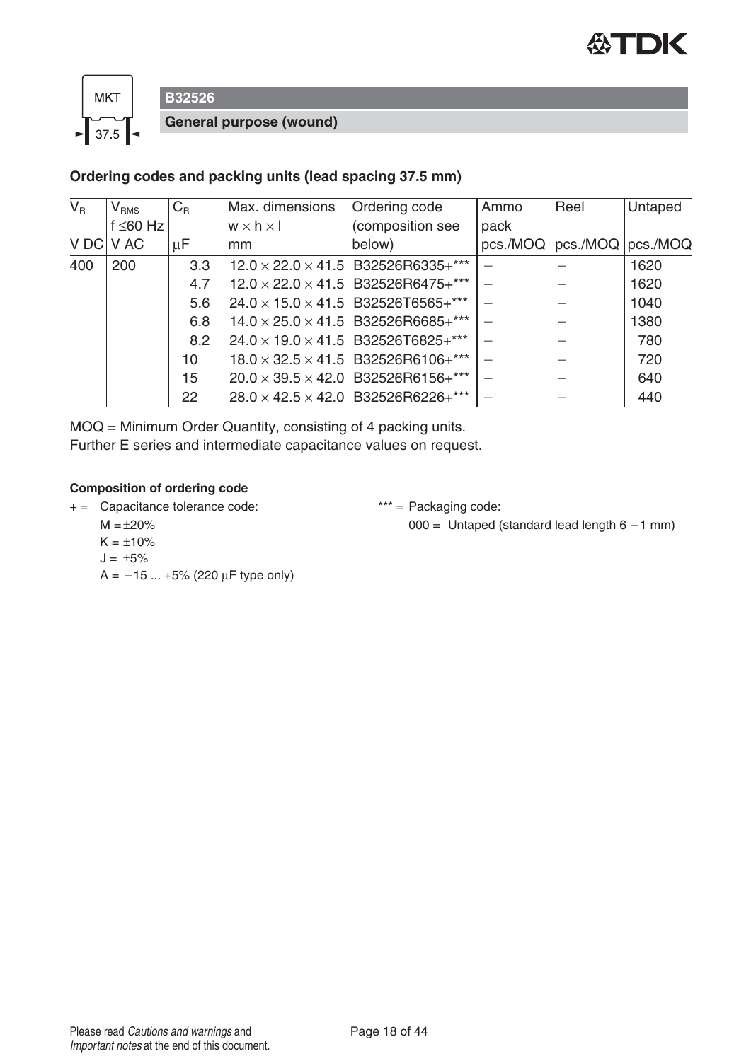MKT 37.5

## B32526

### General purpose (wound)

### Ordering codes and packing units (lead spacing 37.5 mm)

| $V_R$ | $V_{RMS}$ f ≤60 Hz | $C_R$ | Max. dimensions w × h × l | Ordering code (composition see below) | Ammo pack | Reel | Untaped |
|---|---|---|---|---|---|---|---|
| V DC | V AC | µF | mm | | pcs./MOQ | pcs./MOQ | pcs./MOQ |
| 400 | 200 | 3.3 | 12.0 × 22.0 × 41.5 | B32526R6335+*** | – | – | 1620 |
| | | 4.7 | 12.0 × 22.0 × 41.5 | B32526R6475+*** | – | – | 1620 |
| | | 5.6 | 24.0 × 15.0 × 41.5 | B32526T6565+*** | – | – | 1040 |
| | | 6.8 | 14.0 × 25.0 × 41.5 | B32526R6685+*** | – | – | 1380 |
| | | 8.2 | 24.0 × 19.0 × 41.5 | B32526T6825+*** | – | – | 780 |
| | | 10 | 18.0 × 32.5 × 41.5 | B32526R6106+*** | – | – | 720 |
| | | 15 | 20.0 × 39.5 × 42.0 | B32526R6156+*** | – | – | 640 |
| | | 22 | 28.0 × 42.5 × 42.0 | B32526R6226+*** | – | – | 440 |

MOQ = Minimum Order Quantity, consisting of 4 packing units.
Further E series and intermediate capacitance values on request.

**Composition of ordering code**

+ = Capacitance tolerance code:
  - M = ±20%
  - K = ±10%
  - J = ±5%
  - A = −15 ... +5% (220 µF type only)

*** = Packaging code:
  - 000 = Untaped (standard lead length 6 −1 mm)

Please read *Cautions and warnings* and *Important notes* at the end of this document.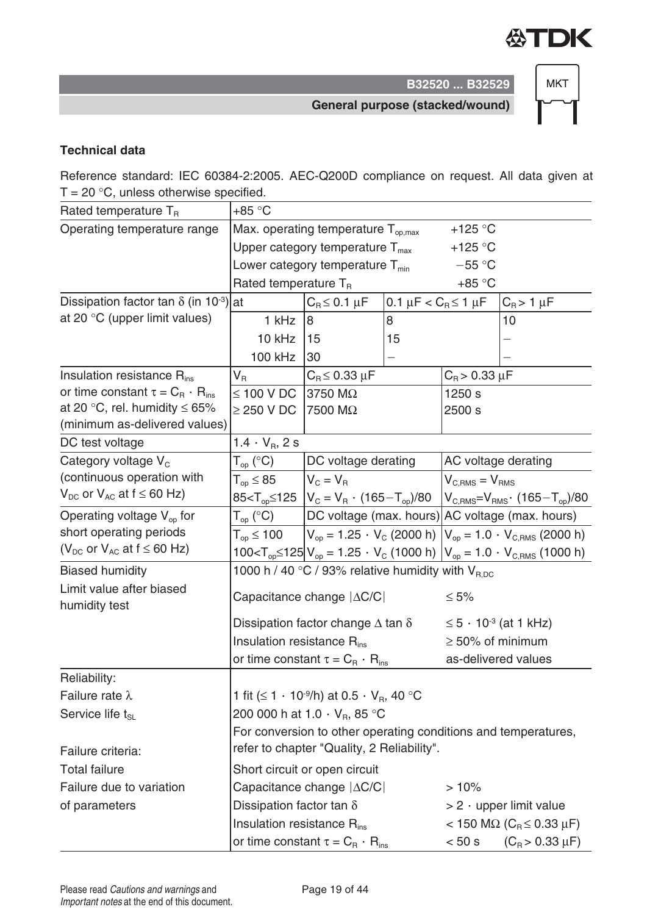## Technical data

Reference standard: IEC 60384-2:2005. AEC-Q200D compliance on request. All data given at $T = 20$ °C, unless otherwise specified.

| Parameter | | | | |
|---|---|---|---|---|
| Rated temperature $T_R$ | +85 °C | | | |
| Operating temperature range | Max. operating temperature $T_{op,max}$ | | +125 °C | |
| | Upper category temperature $T_{max}$ | | +125 °C | |
| | Lower category temperature $T_{min}$ | | −55 °C | |
| | Rated temperature $T_R$ | | +85 °C | |
| Dissipation factor tan δ (in $10^{-3}$) at 20 °C (upper limit values) | at | $C_R \leq 0.1$ µF | $0.1$ µF $< C_R \leq 1$ µF | $C_R > 1$ µF |
| | 1 kHz | 8 | 8 | 10 |
| | 10 kHz | 15 | 15 | – |
| | 100 kHz | 30 | – | – |
| Insulation resistance $R_{ins}$ or time constant $\tau = C_R \cdot R_{ins}$ at 20 °C, rel. humidity ≤ 65% (minimum as-delivered values) | $V_R$ | $C_R \leq 0.33$ µF | $C_R > 0.33$ µF | |
| | ≤ 100 V DC | 3750 MΩ | 1250 s | |
| | ≥ 250 V DC | 7500 MΩ | 2500 s | |
| DC test voltage | $1.4 \cdot V_R$, 2 s | | | |
| Category voltage $V_C$ (continuous operation with $V_{DC}$ or $V_{AC}$ at f ≤ 60 Hz) | $T_{op}$ (°C) | DC voltage derating | AC voltage derating | |
| | $T_{op} \leq 85$ | $V_C = V_R$ | $V_{C,RMS} = V_{RMS}$ | |
| | $85 < T_{op} \leq 125$ | $V_C = V_R \cdot (165 - T_{op})/80$ | $V_{C,RMS} = V_{RMS} \cdot (165 - T_{op})/80$ | |
| Operating voltage $V_{op}$ for short operating periods ($V_{DC}$ or $V_{AC}$ at f ≤ 60 Hz) | $T_{op}$ (°C) | DC voltage (max. hours) | AC voltage (max. hours) | |
| | $T_{op} \leq 100$ | $V_{op} = 1.25 \cdot V_C$ (2000 h) | $V_{op} = 1.0 \cdot V_{C,RMS}$ (2000 h) | |
| | $100 < T_{op} \leq 125$ | $V_{op} = 1.25 \cdot V_C$ (1000 h) | $V_{op} = 1.0 \cdot V_{C,RMS}$ (1000 h) | |
| Biased humidity | 1000 h / 40 °C / 93% relative humidity with $V_{R,DC}$ | | | |
| Limit value after biased humidity test | Capacitance change \|ΔC/C\| | | ≤ 5% | |
| | Dissipation factor change Δ tan δ | | $\leq 5 \cdot 10^{-3}$ (at 1 kHz) | |
| | Insulation resistance $R_{ins}$ or time constant $\tau = C_R \cdot R_{ins}$ | | ≥ 50% of minimum as-delivered values | |
| Reliability: | | | | |
| Failure rate λ | 1 fit ($\leq 1 \cdot 10^{-9}$/h) at $0.5 \cdot V_R$, 40 °C | | | |
| Service life $t_{SL}$ | 200 000 h at $1.0 \cdot V_R$, 85 °C | | | |
| | For conversion to other operating conditions and temperatures, refer to chapter "Quality, 2 Reliability". | | | |
| Failure criteria: | | | | |
| Total failure | Short circuit or open circuit | | | |
| Failure due to variation of parameters | Capacitance change \|ΔC/C\| | | > 10% | |
| | Dissipation factor tan δ | | > 2 · upper limit value | |
| | Insulation resistance $R_{ins}$ | | < 150 MΩ ($C_R \leq 0.33$ µF) | |
| | or time constant $\tau = C_R \cdot R_{ins}$ | | < 50 s ($C_R > 0.33$ µF) | |

Please read *Cautions and warnings* and *Important notes* at the end of this document.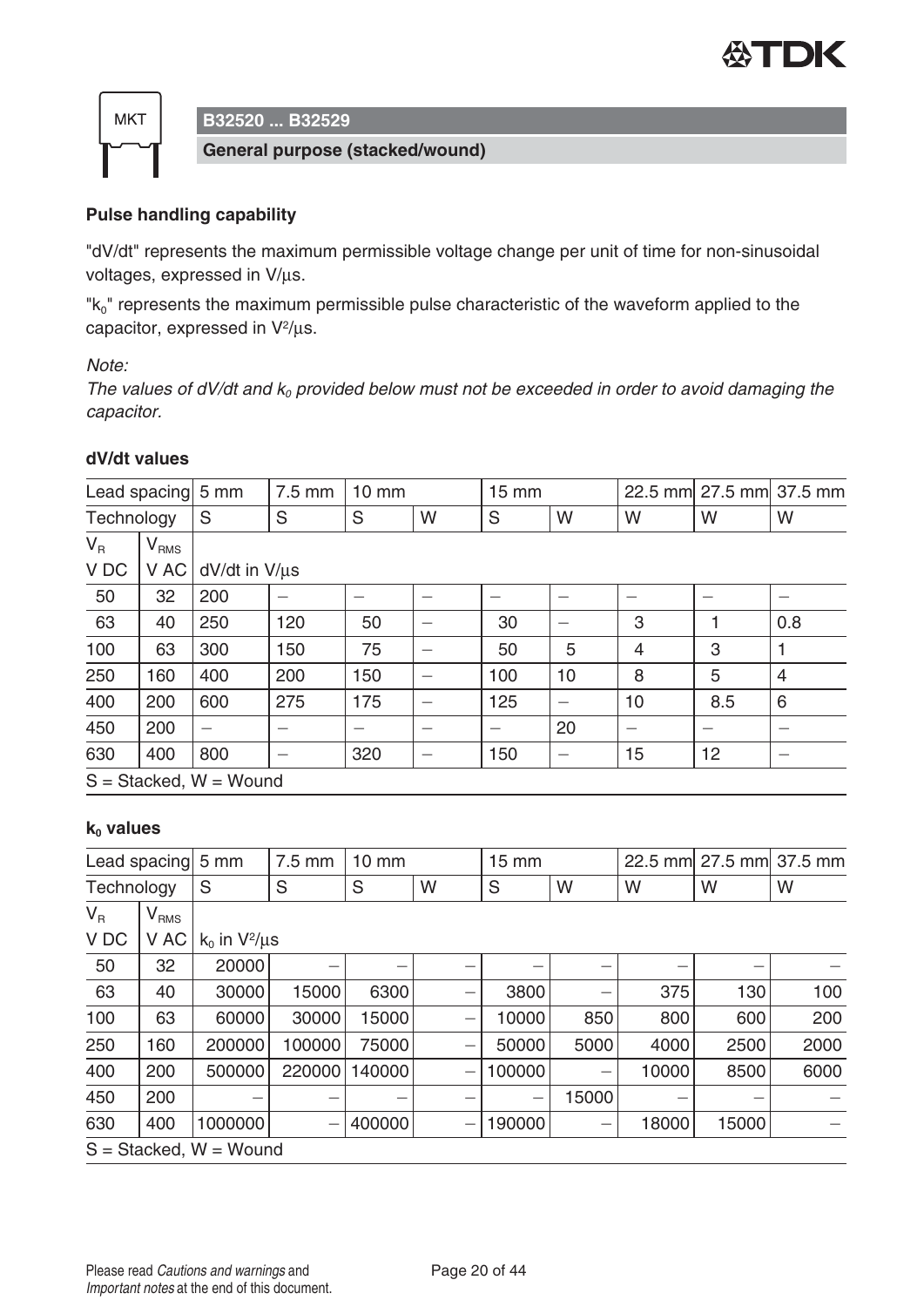B32520 ... B32529

General purpose (stacked/wound)

### Pulse handling capability

"dV/dt" represents the maximum permissible voltage change per unit of time for non-sinusoidal voltages, expressed in V/µs.

"$k_0$" represents the maximum permissible pulse characteristic of the waveform applied to the capacitor, expressed in $V^2$/µs.

*Note:*
*The values of dV/dt and $k_0$ provided below must not be exceeded in order to avoid damaging the capacitor.*

#### dV/dt values

| Lead spacing | | 5 mm | 7.5 mm | 10 mm | | 15 mm | | 22.5 mm | 27.5 mm | 37.5 mm |
|---|---|---|---|---|---|---|---|---|---|---|
| Technology | | S | S | S | W | S | W | W | W | W |
| $V_R$ V DC | $V_{RMS}$ V AC | dV/dt in V/µs | | | | | | | | |
| 50 | 32 | 200 | – | – | – | – | – | – | – | – |
| 63 | 40 | 250 | 120 | 50 | – | 30 | – | 3 | 1 | 0.8 |
| 100 | 63 | 300 | 150 | 75 | – | 50 | 5 | 4 | 3 | 1 |
| 250 | 160 | 400 | 200 | 150 | – | 100 | 10 | 8 | 5 | 4 |
| 400 | 200 | 600 | 275 | 175 | – | 125 | – | 10 | 8.5 | 6 |
| 450 | 200 | – | – | – | – | – | 20 | – | – | – |
| 630 | 400 | 800 | – | 320 | – | 150 | – | 15 | 12 | – |

S = Stacked, W = Wound

#### $k_0$ values

| Lead spacing | | 5 mm | 7.5 mm | 10 mm | | 15 mm | | 22.5 mm | 27.5 mm | 37.5 mm |
|---|---|---|---|---|---|---|---|---|---|---|
| Technology | | S | S | S | W | S | W | W | W | W |
| $V_R$ V DC | $V_{RMS}$ V AC | $k_0$ in $V^2$/µs | | | | | | | | |
| 50 | 32 | 20000 | – | – | – | – | – | – | – | – |
| 63 | 40 | 30000 | 15000 | 6300 | – | 3800 | – | 375 | 130 | 100 |
| 100 | 63 | 60000 | 30000 | 15000 | – | 10000 | 850 | 800 | 600 | 200 |
| 250 | 160 | 200000 | 100000 | 75000 | – | 50000 | 5000 | 4000 | 2500 | 2000 |
| 400 | 200 | 500000 | 220000 | 140000 | – | 100000 | – | 10000 | 8500 | 6000 |
| 450 | 200 | – | – | – | – | – | 15000 | – | – | – |
| 630 | 400 | 1000000 | – | 400000 | – | 190000 | – | 18000 | 15000 | – |

S = Stacked, W = Wound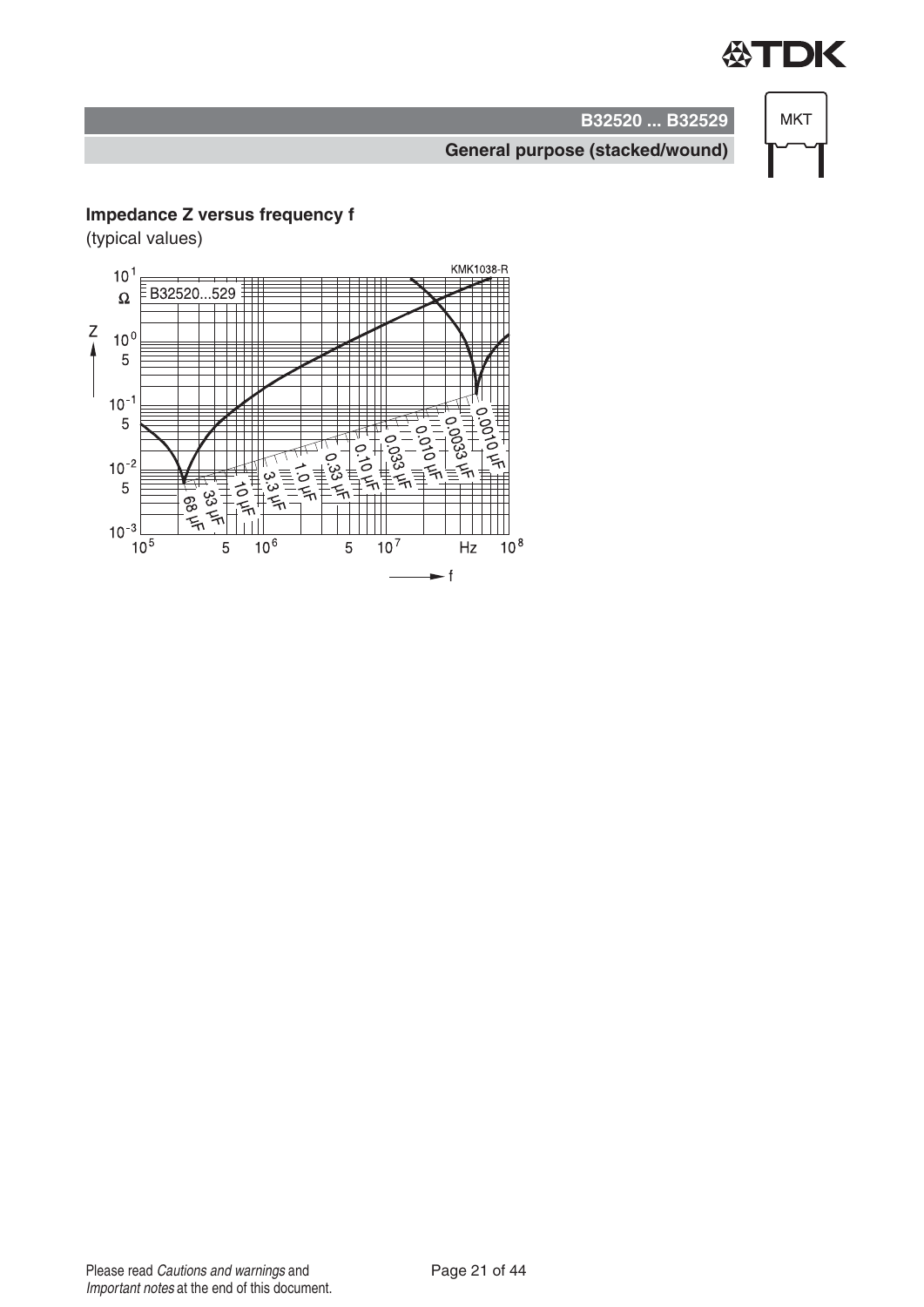## Impedance Z versus frequency f

(typical values)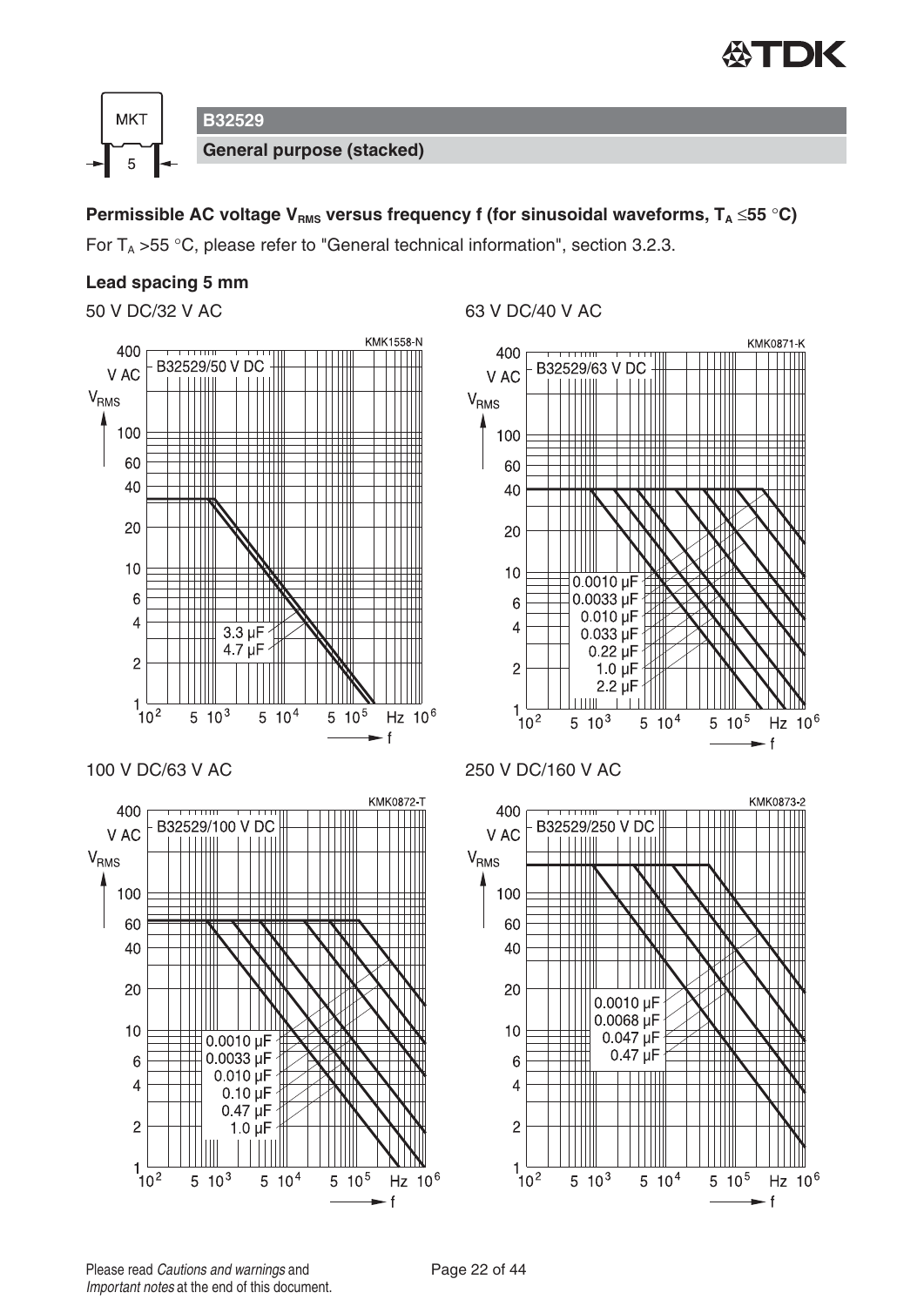MKT

5

**B32529**

**General purpose (stacked)**

**Permissible AC voltage $V_{RMS}$ versus frequency f (for sinusoidal waveforms, $T_A \leq 55$ °C)**

For $T_A > 55$ °C, please refer to "General technical information", section 3.2.3.

**Lead spacing 5 mm**

50 V DC/32 V AC

KMK1558-N

B32529/50 V DC

$V_{RMS}$ (V AC) versus f (Hz)

3.3 µF
4.7 µF

63 V DC/40 V AC

KMK0871-K

B32529/63 V DC

$V_{RMS}$ (V AC) versus f (Hz)

0.0010 µF
0.0033 µF
0.010 µF
0.033 µF
0.22 µF
1.0 µF
2.2 µF

100 V DC/63 V AC

KMK0872-T

B32529/100 V DC

$V_{RMS}$ (V AC) versus f (Hz)

0.0010 µF
0.0033 µF
0.010 µF
0.10 µF
0.47 µF
1.0 µF

250 V DC/160 V AC

KMK0873-2

B32529/250 V DC

$V_{RMS}$ (V AC) versus f (Hz)

0.0010 µF
0.0068 µF
0.047 µF
0.47 µF

Please read *Cautions and warnings* and *Important notes* at the end of this document.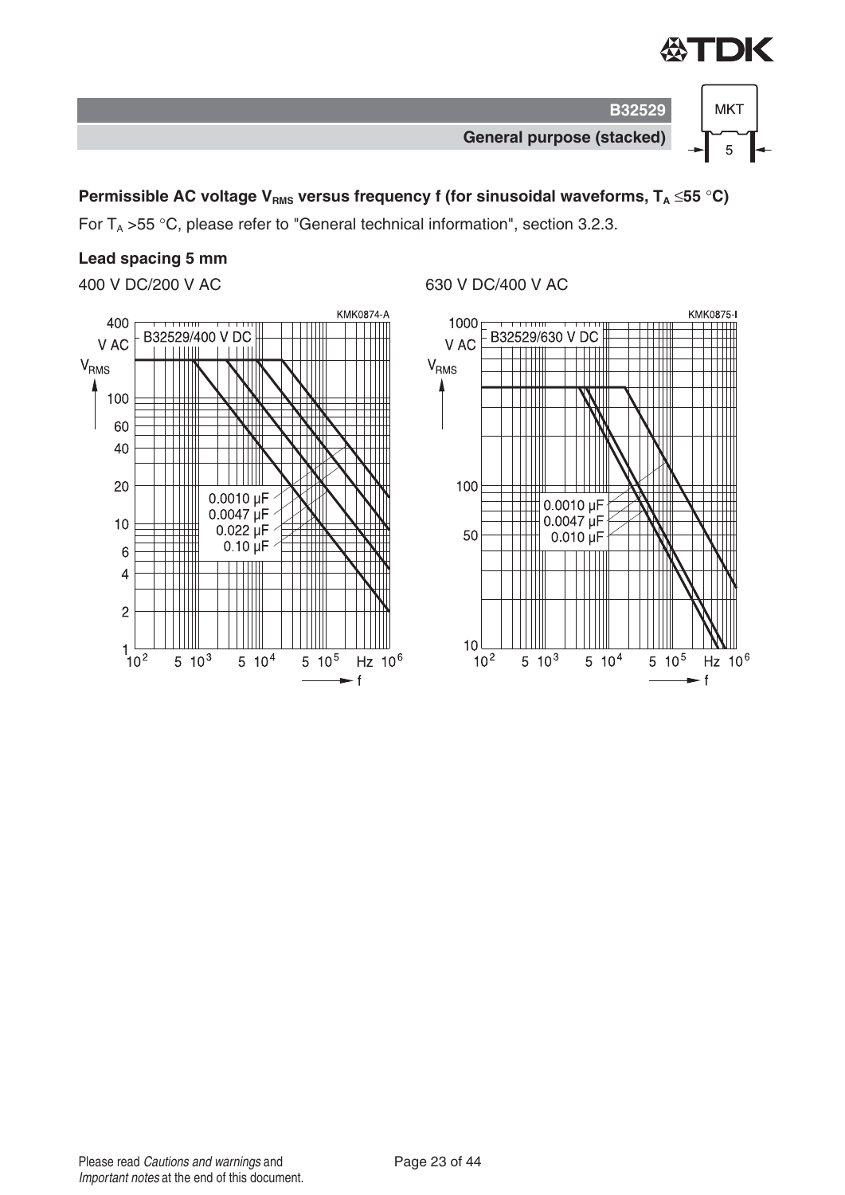## Permissible AC voltage $V_{RMS}$ versus frequency f (for sinusoidal waveforms, $T_A \leq 55$ °C)

For $T_A > 55$ °C, please refer to "General technical information", section 3.2.3.

**Lead spacing 5 mm**

400 V DC/200 V AC

630 V DC/400 V AC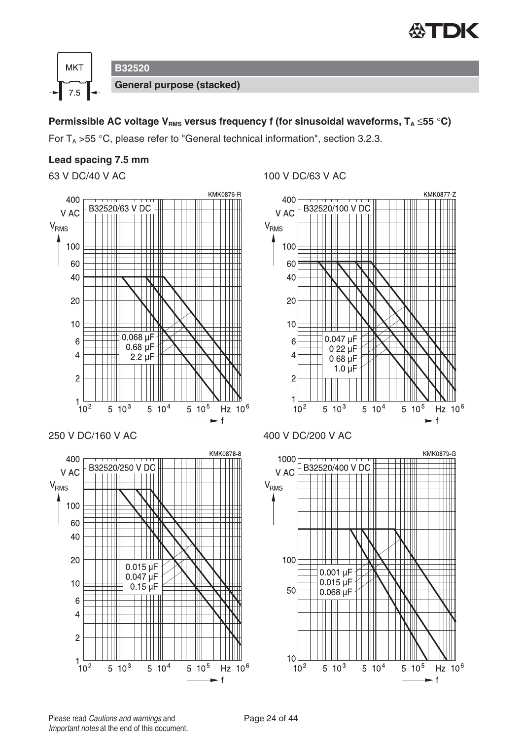MKT 7.5

**B32520**

**General purpose (stacked)**

**Permissible AC voltage $V_{RMS}$ versus frequency f (for sinusoidal waveforms, $T_A \leq 55$ °C)**

For $T_A > 55$ °C, please refer to "General technical information", section 3.2.3.

**Lead spacing 7.5 mm**

63 V DC/40 V AC

KMK0876-R

B32520/63 V DC

0.068 µF
0.68 µF
2.2 µF

100 V DC/63 V AC

KMK0877-Z

B32520/100 V DC

0.047 µF
0.22 µF
0.68 µF
1.0 µF

250 V DC/160 V AC

KMK0878-8

B32520/250 V DC

0.015 µF
0.047 µF
0.15 µF

400 V DC/200 V AC

KMK0879-G

B32520/400 V DC

0.001 µF
0.015 µF
0.068 µF

Please read *Cautions and warnings* and *Important notes* at the end of this document.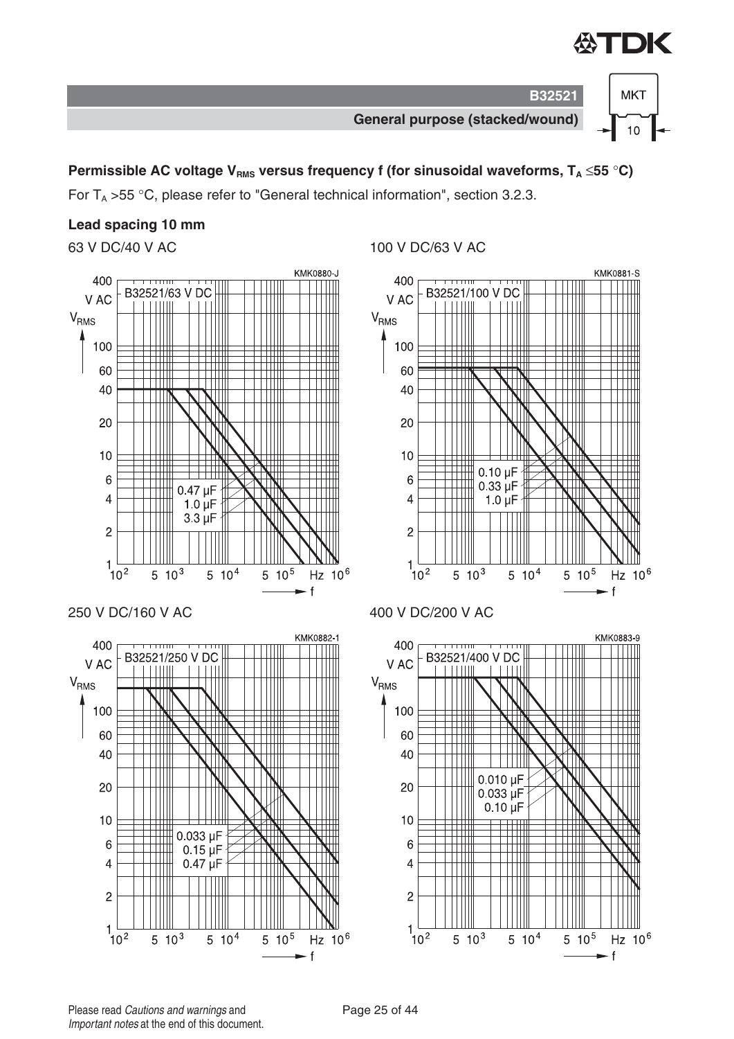**Permissible AC voltage $V_{RMS}$ versus frequency f (for sinusoidal waveforms, $T_A \leq 55$ °C)**

For $T_A > 55$ °C, please refer to "General technical information", section 3.2.3.

**Lead spacing 10 mm**

63 V DC/40 V AC

KMK0880-J

B32521/63 V DC

$V_{RMS}$ (V AC) vs. f (Hz); curves: 0.47 µF, 1.0 µF, 3.3 µF

100 V DC/63 V AC

KMK0881-S

B32521/100 V DC

$V_{RMS}$ (V AC) vs. f (Hz); curves: 0.10 µF, 0.33 µF, 1.0 µF

250 V DC/160 V AC

KMK0882-1

B32521/250 V DC

$V_{RMS}$ (V AC) vs. f (Hz); curves: 0.033 µF, 0.15 µF, 0.47 µF

400 V DC/200 V AC

KMK0883-9

B32521/400 V DC

$V_{RMS}$ (V AC) vs. f (Hz); curves: 0.010 µF, 0.033 µF, 0.10 µF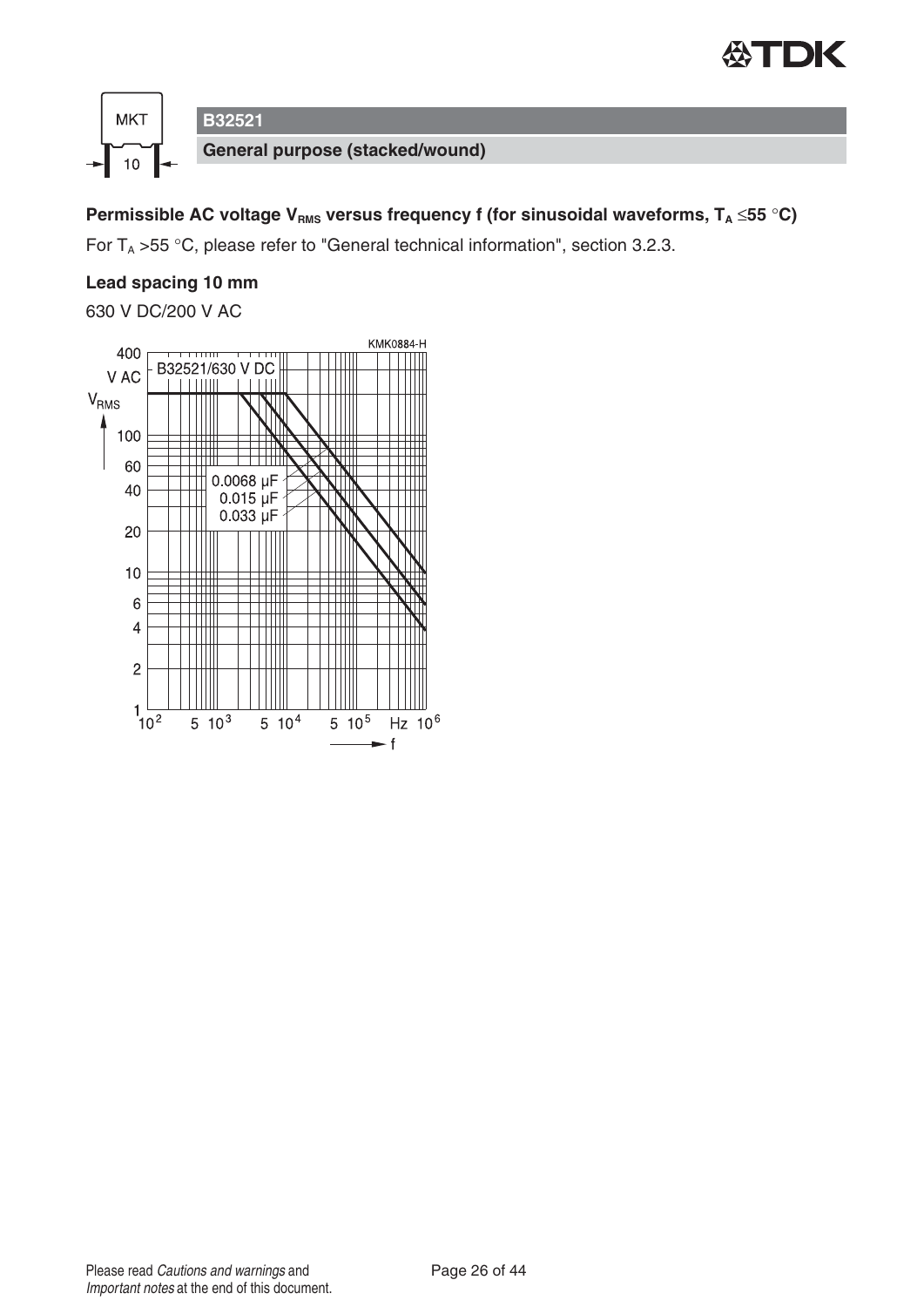## B32521

**General purpose (stacked/wound)**

**Permissible AC voltage $V_{RMS}$ versus frequency f (for sinusoidal waveforms, $T_A \leq 55$ °C)**

For $T_A > 55$ °C, please refer to "General technical information", section 3.2.3.

**Lead spacing 10 mm**

630 V DC/200 V AC

KMK0884-H

B32521/630 V DC

0.0068 µF
0.015 µF
0.033 µF

Please read *Cautions and warnings* and *Important notes* at the end of this document.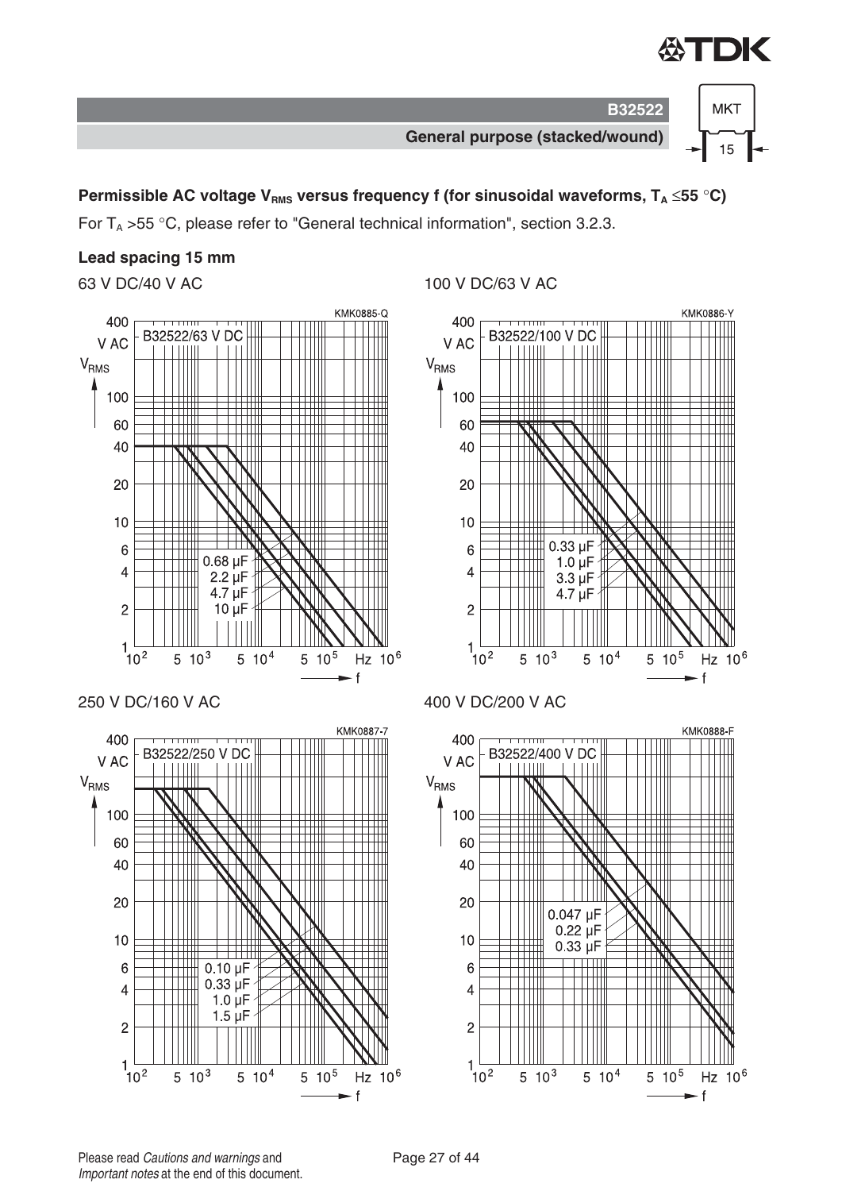**Permissible AC voltage $V_{RMS}$ versus frequency f (for sinusoidal waveforms, $T_A \leq 55$ °C)**

For $T_A > 55$ °C, please refer to "General technical information", section 3.2.3.

**Lead spacing 15 mm**

63 V DC/40 V AC

100 V DC/63 V AC

250 V DC/160 V AC

400 V DC/200 V AC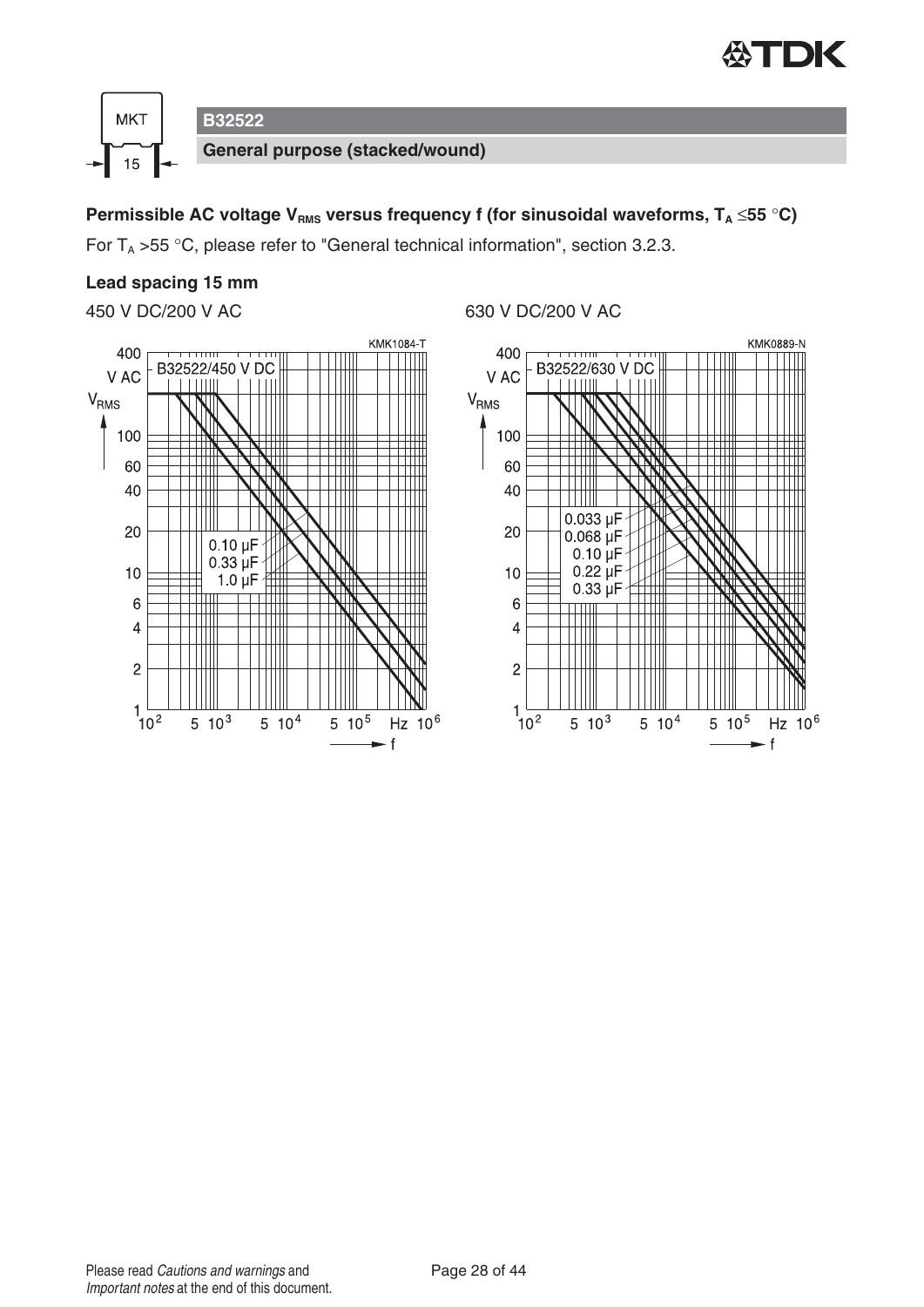# B32522

## General purpose (stacked/wound)

**Permissible AC voltage $V_{RMS}$ versus frequency f (for sinusoidal waveforms, $T_A \leq 55$ °C)**

For $T_A > 55$ °C, please refer to "General technical information", section 3.2.3.

**Lead spacing 15 mm**

450 V DC/200 V AC

KMK1084-T

B32522/450 V DC

Y-axis: $V_{RMS}$ (V AC): 1, 2, 4, 6, 10, 20, 40, 60, 100, 400

X-axis: f (Hz): $10^2$, 5 $10^3$, 5 $10^4$, 5 $10^5$, $10^6$

Curves: 0.10 µF, 0.33 µF, 1.0 µF

630 V DC/200 V AC

KMK0889-N

B32522/630 V DC

Y-axis: $V_{RMS}$ (V AC): 1, 2, 4, 6, 10, 20, 40, 60, 100, 400

X-axis: f (Hz): $10^2$, 5 $10^3$, 5 $10^4$, 5 $10^5$, $10^6$

Curves: 0.033 µF, 0.068 µF, 0.10 µF, 0.22 µF, 0.33 µF

Please read *Cautions and warnings* and *Important notes* at the end of this document.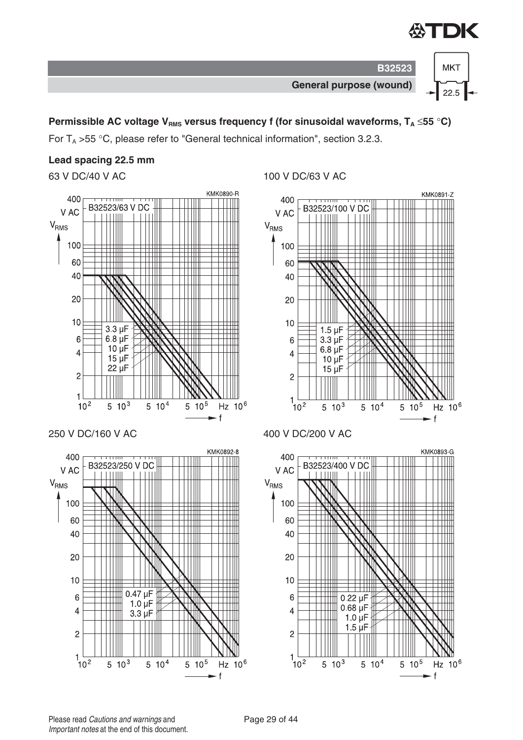## Permissible AC voltage $V_{RMS}$ versus frequency f (for sinusoidal waveforms, $T_A \leq 55$ °C)

For $T_A > 55$ °C, please refer to "General technical information", section 3.2.3.

**Lead spacing 22.5 mm**

63 V DC/40 V AC

KMK0890-R

B32523/63 V DC

3.3 µF
6.8 µF
10 µF
15 µF
22 µF

100 V DC/63 V AC

KMK0891-Z

B32523/100 V DC

1.5 µF
3.3 µF
6.8 µF
10 µF
15 µF

250 V DC/160 V AC

KMK0892-8

B32523/250 V DC

0.47 µF
1.0 µF
3.3 µF

400 V DC/200 V AC

KMK0893-G

B32523/400 V DC

0.22 µF
0.68 µF
1.0 µF
1.5 µF

Please read *Cautions and warnings* and *Important notes* at the end of this document.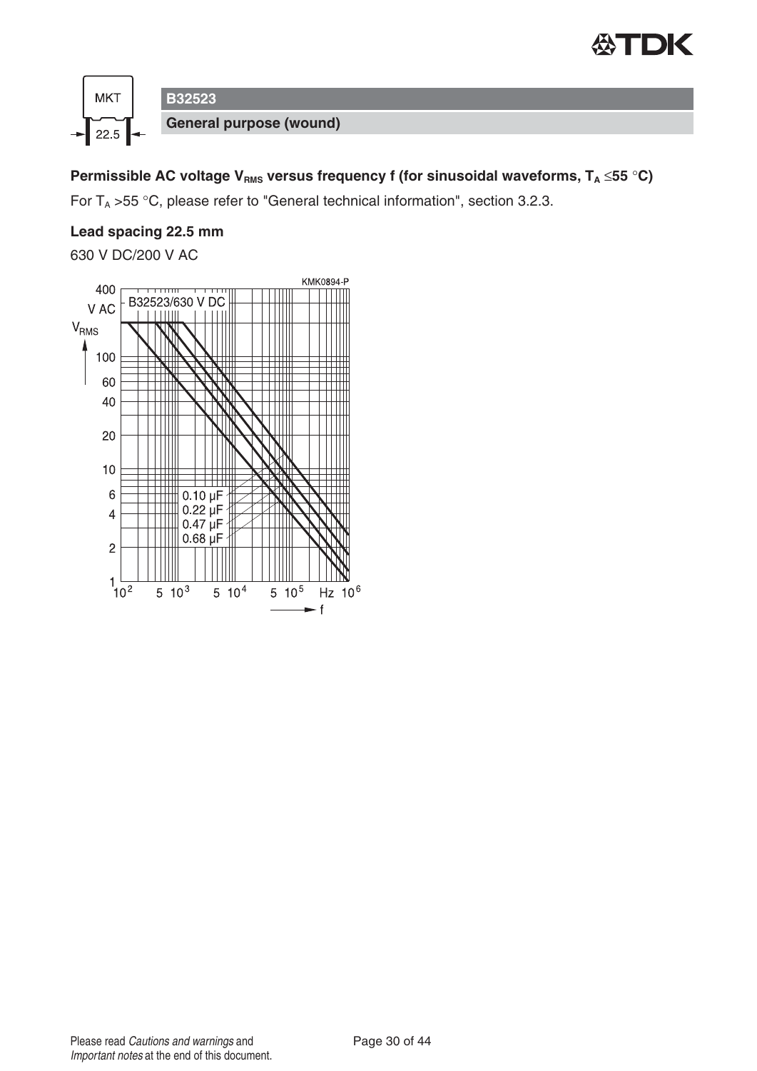**B32523**

**General purpose (wound)**

**Permissible AC voltage $V_{RMS}$ versus frequency f (for sinusoidal waveforms, $T_A \leq 55$ °C)**

For $T_A > 55$ °C, please refer to "General technical information", section 3.2.3.

**Lead spacing 22.5 mm**

630 V DC/200 V AC

KMK0894-P

B32523/630 V DC

$V_{RMS}$ (V AC): 400, 100, 60, 40, 20, 10, 6, 4, 2, 1

f (Hz): $10^2$, 5, $10^3$, 5, $10^4$, 5, $10^5$, $10^6$

0.10 µF
0.22 µF
0.47 µF
0.68 µF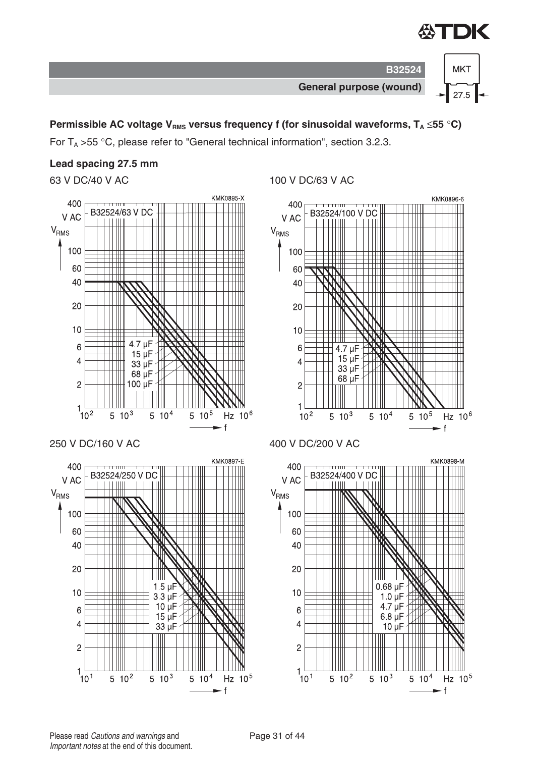## B32524

**General purpose (wound)**

MKT 27.5

**Permissible AC voltage $V_{RMS}$ versus frequency f (for sinusoidal waveforms, $T_A \leq 55$ °C)**

For $T_A > 55$ °C, please refer to "General technical information", section 3.2.3.

**Lead spacing 27.5 mm**

63 V DC/40 V AC

KMK0895-X

B32524/63 V DC — $V_{RMS}$ (V AC) versus f (Hz), $10^2$ to $10^6$ Hz; curves: 4.7 µF, 15 µF, 33 µF, 68 µF, 100 µF

100 V DC/63 V AC

KMK0896-6

B32524/100 V DC — $V_{RMS}$ (V AC) versus f (Hz), $10^2$ to $10^6$ Hz; curves: 4.7 µF, 15 µF, 33 µF, 68 µF

250 V DC/160 V AC

KMK0897-E

B32524/250 V DC — $V_{RMS}$ (V AC) versus f (Hz), $10^1$ to $10^5$ Hz; curves: 1.5 µF, 3.3 µF, 10 µF, 15 µF, 33 µF

400 V DC/200 V AC

KMK0898-M

B32524/400 V DC — $V_{RMS}$ (V AC) versus f (Hz), $10^1$ to $10^5$ Hz; curves: 0.68 µF, 1.0 µF, 4.7 µF, 6.8 µF, 10 µF

Please read *Cautions and warnings* and *Important notes* at the end of this document.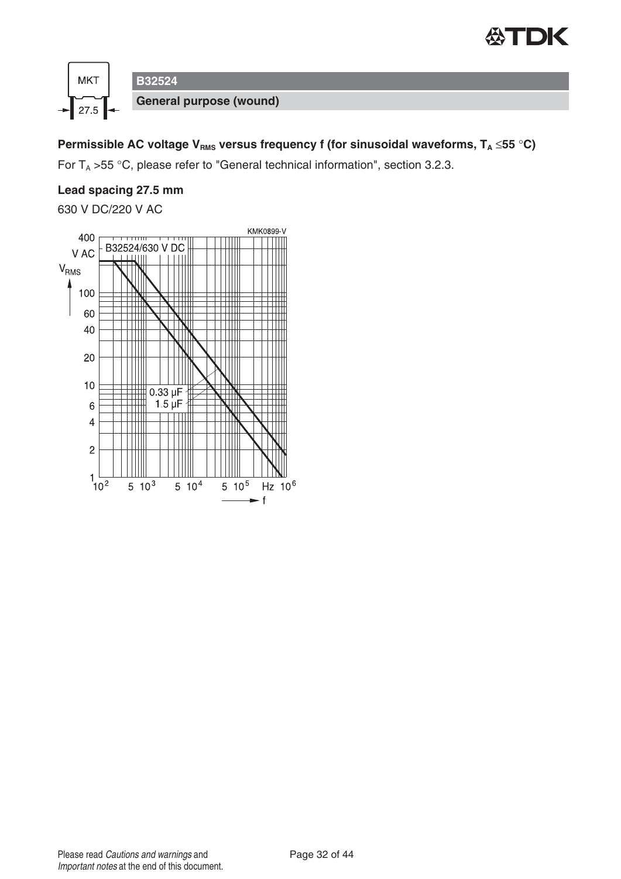**B32524**

**General purpose (wound)**

**Permissible AC voltage $V_{RMS}$ versus frequency f (for sinusoidal waveforms, $T_A \leq 55$ °C)**

For $T_A > 55$ °C, please refer to "General technical information", section 3.2.3.

**Lead spacing 27.5 mm**

630 V DC/220 V AC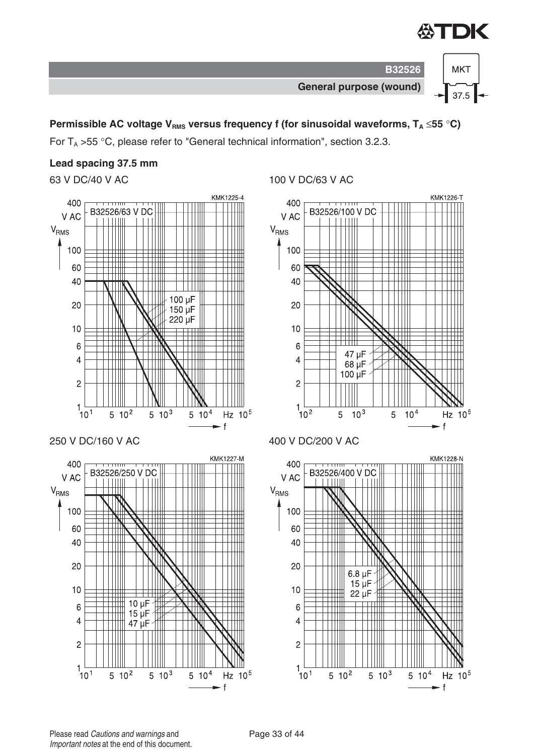## Permissible AC voltage $V_{RMS}$ versus frequency f (for sinusoidal waveforms, $T_A \leq 55$ °C)

For $T_A > 55$ °C, please refer to "General technical information", section 3.2.3.

**Lead spacing 37.5 mm**

63 V DC/40 V AC

KMK1225-4

B32526/63 V DC

$V_{RMS}$ (V AC): 1, 2, 4, 6, 10, 20, 40, 60, 100, 400

f (Hz): $10^1$, 5, $10^2$, 5, $10^3$, 5, $10^4$, $10^5$

100 µF
150 µF
220 µF

100 V DC/63 V AC

KMK1226-T

B32526/100 V DC

$V_{RMS}$ (V AC): 1, 2, 4, 6, 10, 20, 40, 60, 100, 400

f (Hz): $10^2$, 5, $10^3$, 5, $10^4$, $10^5$

47 µF
68 µF
100 µF

250 V DC/160 V AC

KMK1227-M

B32526/250 V DC

$V_{RMS}$ (V AC): 1, 2, 4, 6, 10, 20, 40, 60, 100, 400

f (Hz): $10^1$, 5, $10^2$, 5, $10^3$, 5, $10^4$, $10^5$

10 µF
15 µF
47 µF

400 V DC/200 V AC

KMK1228-N

B32526/400 V DC

$V_{RMS}$ (V AC): 1, 2, 4, 6, 10, 20, 40, 60, 100, 400

f (Hz): $10^1$, 5, $10^2$, 5, $10^3$, 5, $10^4$, $10^5$

6.8 µF
15 µF
22 µF

Please read *Cautions and warnings* and *Important notes* at the end of this document.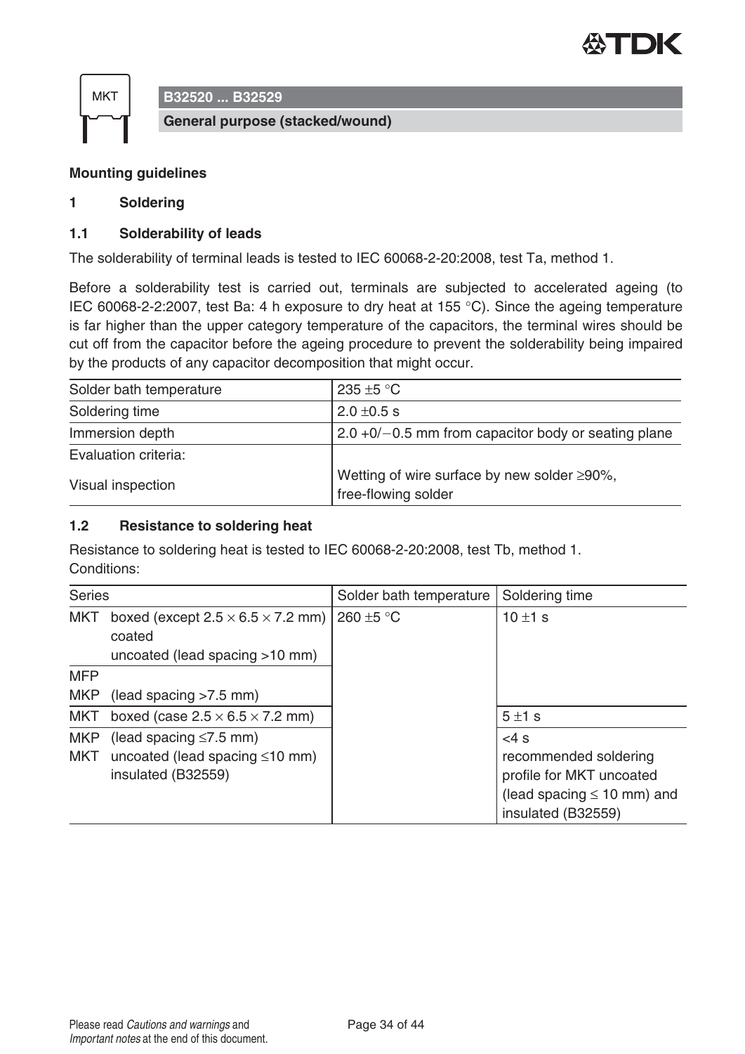## Mounting guidelines

### 1 Soldering

### 1.1 Solderability of leads

The solderability of terminal leads is tested to IEC 60068-2-20:2008, test Ta, method 1.

Before a solderability test is carried out, terminals are subjected to accelerated ageing (to IEC 60068-2-2:2007, test Ba: 4 h exposure to dry heat at 155 °C). Since the ageing temperature is far higher than the upper category temperature of the capacitors, the terminal wires should be cut off from the capacitor before the ageing procedure to prevent the solderability being impaired by the products of any capacitor decomposition that might occur.

| Solder bath temperature | 235 ±5 °C |
|---|---|
| Soldering time | 2.0 ±0.5 s |
| Immersion depth | 2.0 +0/−0.5 mm from capacitor body or seating plane |
| Evaluation criteria: | |
| Visual inspection | Wetting of wire surface by new solder ≥90%, free-flowing solder |

### 1.2 Resistance to soldering heat

Resistance to soldering heat is tested to IEC 60068-2-20:2008, test Tb, method 1.
Conditions:

| Series | | Solder bath temperature | Soldering time |
|---|---|---|---|
| MKT | boxed (except 2.5 × 6.5 × 7.2 mm)<br>coated<br>uncoated (lead spacing >10 mm) | 260 ±5 °C | 10 ±1 s |
| MFP<br>MKP | <br>(lead spacing >7.5 mm) | | |
| MKT | boxed (case 2.5 × 6.5 × 7.2 mm) | | 5 ±1 s |
| MKP<br>MKT | (lead spacing ≤7.5 mm)<br>uncoated (lead spacing ≤10 mm)<br>insulated (B32559) | | <4 s<br>recommended soldering profile for MKT uncoated (lead spacing ≤ 10 mm) and insulated (B32559) |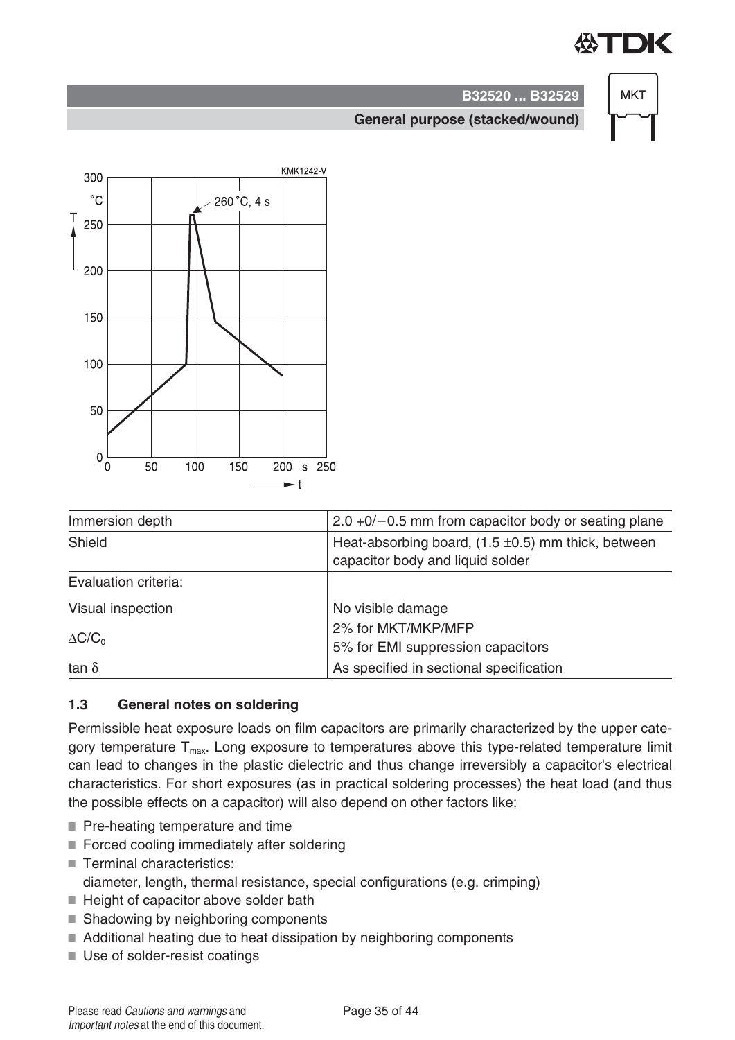KMK1242-V

| Immersion depth | 2.0 +0/−0.5 mm from capacitor body or seating plane |
|---|---|
| Shield | Heat-absorbing board, (1.5 ±0.5) mm thick, between capacitor body and liquid solder |
| Evaluation criteria: | |
| Visual inspection | No visible damage |
| $\Delta C/C_0$ | 2% for MKT/MKP/MFP<br>5% for EMI suppression capacitors |
| tan $\delta$ | As specified in sectional specification |

### 1.3 General notes on soldering

Permissible heat exposure loads on film capacitors are primarily characterized by the upper category temperature $T_{max}$. Long exposure to temperatures above this type-related temperature limit can lead to changes in the plastic dielectric and thus change irreversibly a capacitor's electrical characteristics. For short exposures (as in practical soldering processes) the heat load (and thus the possible effects on a capacitor) will also depend on other factors like:

- Pre-heating temperature and time
- Forced cooling immediately after soldering
- Terminal characteristics:
  diameter, length, thermal resistance, special configurations (e.g. crimping)
- Height of capacitor above solder bath
- Shadowing by neighboring components
- Additional heating due to heat dissipation by neighboring components
- Use of solder-resist coatings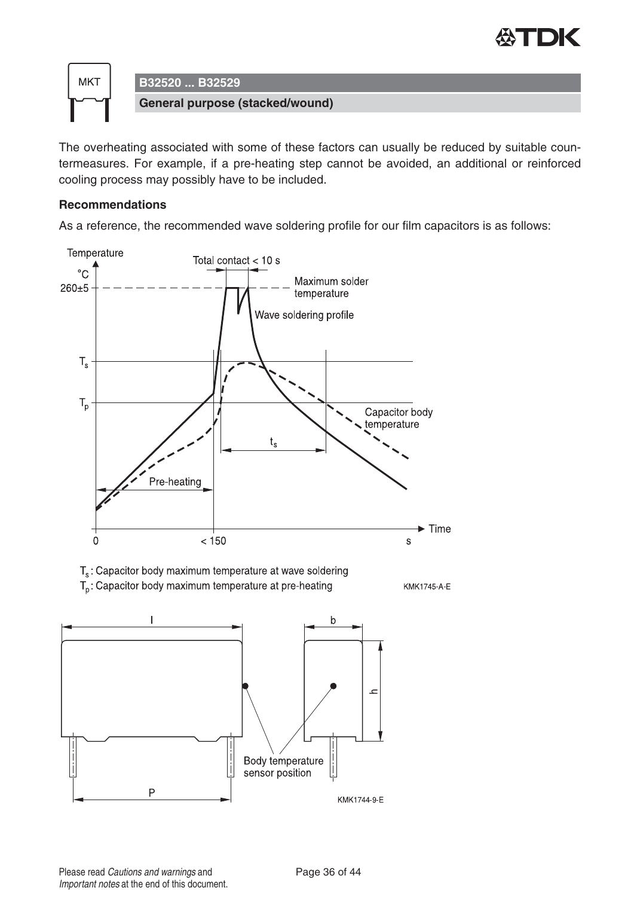The overheating associated with some of these factors can usually be reduced by suitable countermeasures. For example, if a pre-heating step cannot be avoided, an additional or reinforced cooling process may possibly have to be included.

**Recommendations**

As a reference, the recommended wave soldering profile for our film capacitors is as follows:

$T_s$: Capacitor body maximum temperature at wave soldering

$T_p$: Capacitor body maximum temperature at pre-heating

KMK1745-A-E

KMK1744-9-E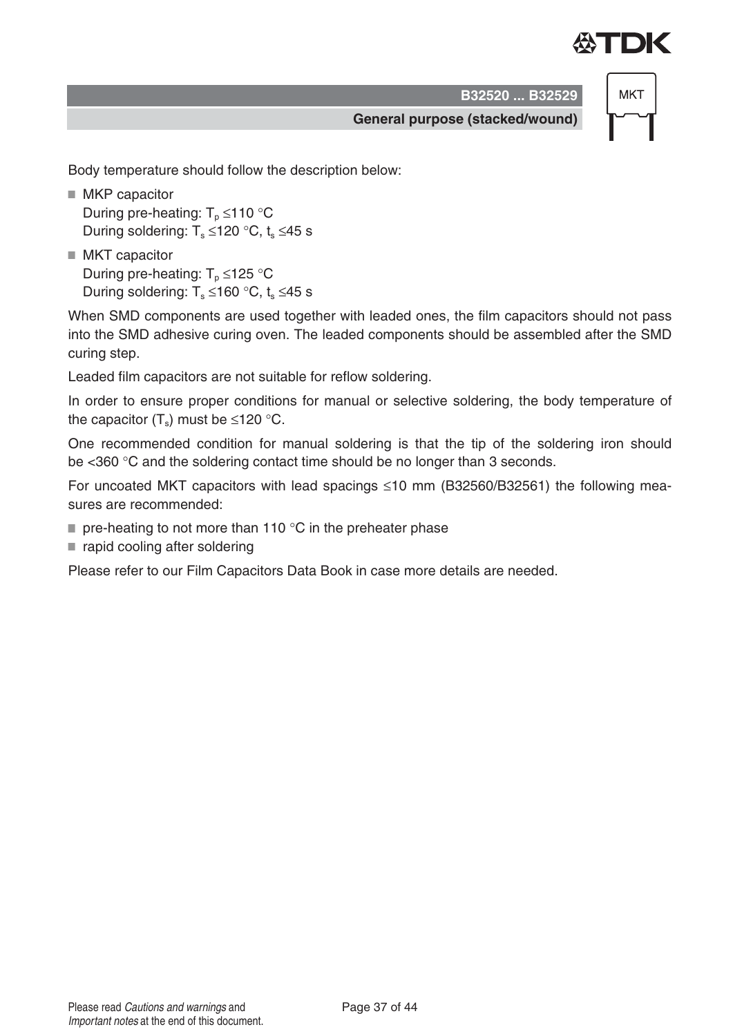Body temperature should follow the description below:

- MKP capacitor
  During pre-heating: $T_p$ ≤110 °C
  During soldering: $T_s$ ≤120 °C, $t_s$ ≤45 s
- MKT capacitor
  During pre-heating: $T_p$ ≤125 °C
  During soldering: $T_s$ ≤160 °C, $t_s$ ≤45 s

When SMD components are used together with leaded ones, the film capacitors should not pass into the SMD adhesive curing oven. The leaded components should be assembled after the SMD curing step.

Leaded film capacitors are not suitable for reflow soldering.

In order to ensure proper conditions for manual or selective soldering, the body temperature of the capacitor ($T_s$) must be ≤120 °C.

One recommended condition for manual soldering is that the tip of the soldering iron should be <360 °C and the soldering contact time should be no longer than 3 seconds.

For uncoated MKT capacitors with lead spacings ≤10 mm (B32560/B32561) the following measures are recommended:

- pre-heating to not more than 110 °C in the preheater phase
- rapid cooling after soldering

Please refer to our Film Capacitors Data Book in case more details are needed.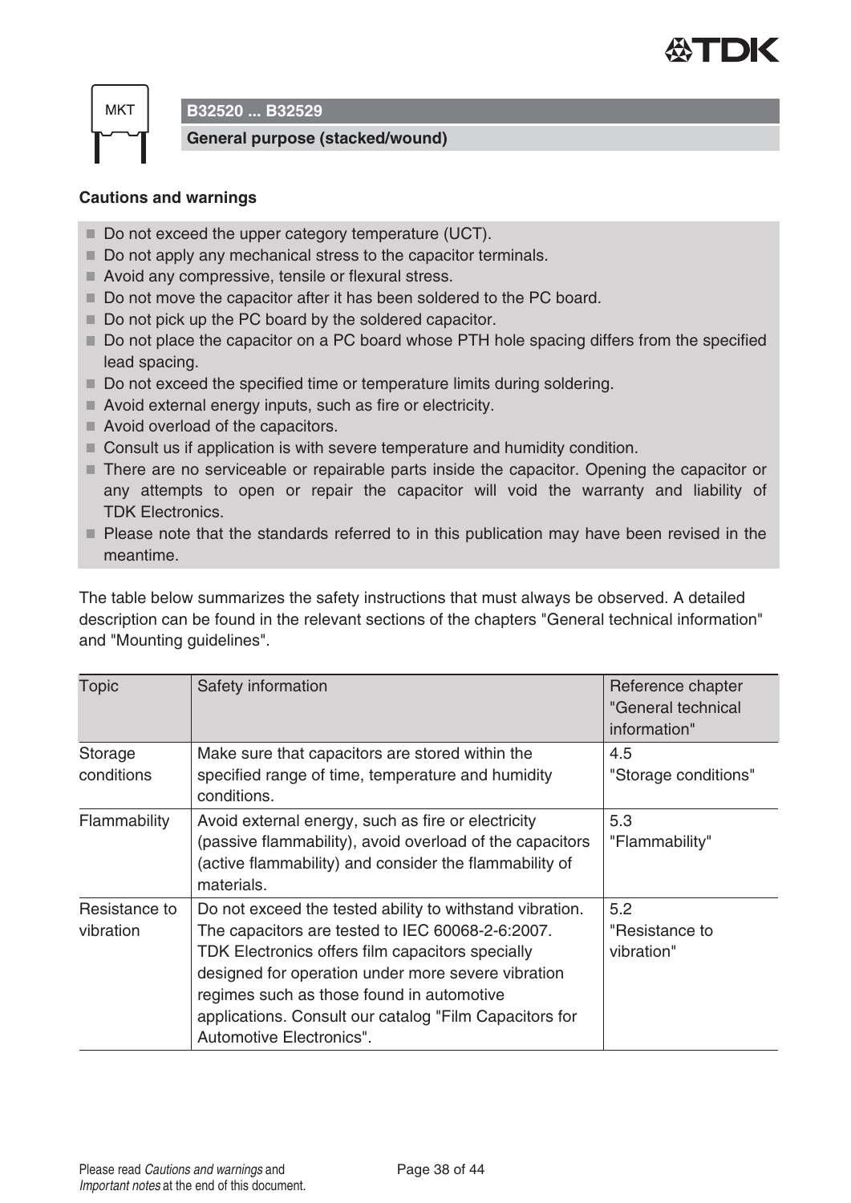MKT

**B32520 ... B32529**

**General purpose (stacked/wound)**

### Cautions and warnings

- Do not exceed the upper category temperature (UCT).
- Do not apply any mechanical stress to the capacitor terminals.
- Avoid any compressive, tensile or flexural stress.
- Do not move the capacitor after it has been soldered to the PC board.
- Do not pick up the PC board by the soldered capacitor.
- Do not place the capacitor on a PC board whose PTH hole spacing differs from the specified lead spacing.
- Do not exceed the specified time or temperature limits during soldering.
- Avoid external energy inputs, such as fire or electricity.
- Avoid overload of the capacitors.
- Consult us if application is with severe temperature and humidity condition.
- There are no serviceable or repairable parts inside the capacitor. Opening the capacitor or any attempts to open or repair the capacitor will void the warranty and liability of TDK Electronics.
- Please note that the standards referred to in this publication may have been revised in the meantime.

The table below summarizes the safety instructions that must always be observed. A detailed description can be found in the relevant sections of the chapters "General technical information" and "Mounting guidelines".

| Topic | Safety information | Reference chapter "General technical information" |
|---|---|---|
| Storage conditions | Make sure that capacitors are stored within the specified range of time, temperature and humidity conditions. | 4.5 "Storage conditions" |
| Flammability | Avoid external energy, such as fire or electricity (passive flammability), avoid overload of the capacitors (active flammability) and consider the flammability of materials. | 5.3 "Flammability" |
| Resistance to vibration | Do not exceed the tested ability to withstand vibration. The capacitors are tested to IEC 60068-2-6:2007. TDK Electronics offers film capacitors specially designed for operation under more severe vibration regimes such as those found in automotive applications. Consult our catalog "Film Capacitors for Automotive Electronics". | 5.2 "Resistance to vibration" |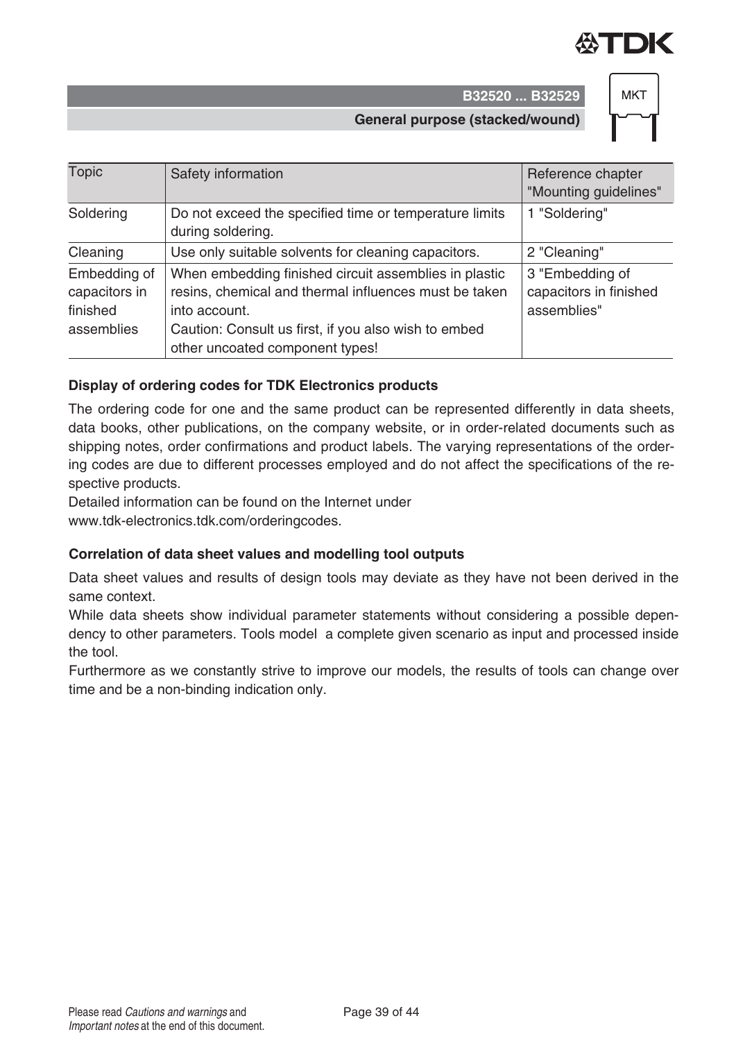| Topic | Safety information | Reference chapter "Mounting guidelines" |
| --- | --- | --- |
| Soldering | Do not exceed the specified time or temperature limits during soldering. | 1 "Soldering" |
| Cleaning | Use only suitable solvents for cleaning capacitors. | 2 "Cleaning" |
| Embedding of capacitors in finished assemblies | When embedding finished circuit assemblies in plastic resins, chemical and thermal influences must be taken into account. Caution: Consult us first, if you also wish to embed other uncoated component types! | 3 "Embedding of capacitors in finished assemblies" |

**Display of ordering codes for TDK Electronics products**

The ordering code for one and the same product can be represented differently in data sheets, data books, other publications, on the company website, or in order-related documents such as shipping notes, order confirmations and product labels. The varying representations of the ordering codes are due to different processes employed and do not affect the specifications of the respective products.

Detailed information can be found on the Internet under www.tdk-electronics.tdk.com/orderingcodes.

**Correlation of data sheet values and modelling tool outputs**

Data sheet values and results of design tools may deviate as they have not been derived in the same context.

While data sheets show individual parameter statements without considering a possible dependency to other parameters. Tools model a complete given scenario as input and processed inside the tool.

Furthermore as we constantly strive to improve our models, the results of tools can change over time and be a non-binding indication only.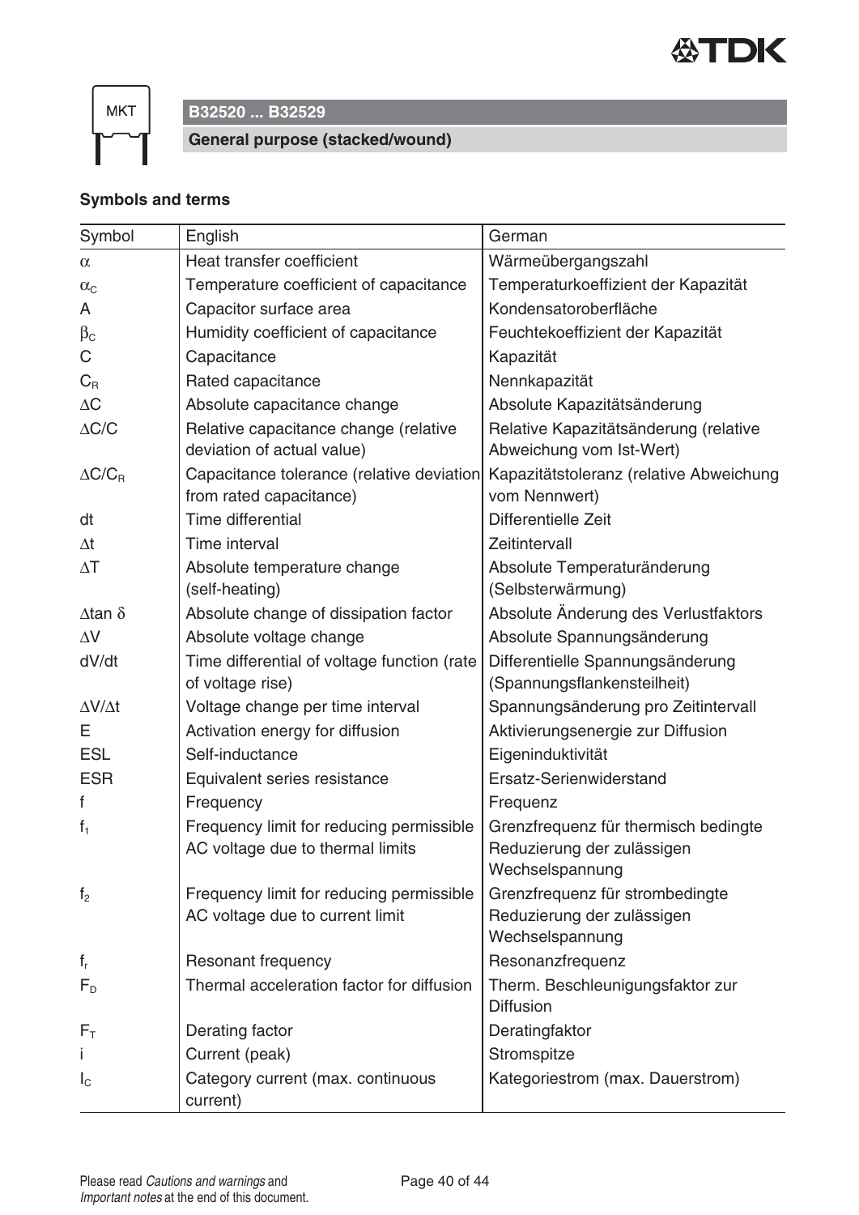B32520 ... B32529

**General purpose (stacked/wound)**

### Symbols and terms

| Symbol | English | German |
|---|---|---|
| $\alpha$ | Heat transfer coefficient | Wärmeübergangszahl |
| $\alpha_C$ | Temperature coefficient of capacitance | Temperaturkoeffizient der Kapazität |
| A | Capacitor surface area | Kondensatoroberfläche |
| $\beta_C$ | Humidity coefficient of capacitance | Feuchtekoeffizient der Kapazität |
| C | Capacitance | Kapazität |
| $C_R$ | Rated capacitance | Nennkapazität |
| $\Delta C$ | Absolute capacitance change | Absolute Kapazitätsänderung |
| $\Delta C/C$ | Relative capacitance change (relative deviation of actual value) | Relative Kapazitätsänderung (relative Abweichung vom Ist-Wert) |
| $\Delta C/C_R$ | Capacitance tolerance (relative deviation from rated capacitance) | Kapazitätstoleranz (relative Abweichung vom Nennwert) |
| dt | Time differential | Differentielle Zeit |
| $\Delta t$ | Time interval | Zeitintervall |
| $\Delta T$ | Absolute temperature change (self-heating) | Absolute Temperaturänderung (Selbsterwärmung) |
| $\Delta \tan \delta$ | Absolute change of dissipation factor | Absolute Änderung des Verlustfaktors |
| $\Delta V$ | Absolute voltage change | Absolute Spannungsänderung |
| dV/dt | Time differential of voltage function (rate of voltage rise) | Differentielle Spannungsänderung (Spannungsflankensteilheit) |
| $\Delta V/\Delta t$ | Voltage change per time interval | Spannungsänderung pro Zeitintervall |
| E | Activation energy for diffusion | Aktivierungsenergie zur Diffusion |
| ESL | Self-inductance | Eigeninduktivität |
| ESR | Equivalent series resistance | Ersatz-Serienwiderstand |
| f | Frequency | Frequenz |
| $f_1$ | Frequency limit for reducing permissible AC voltage due to thermal limits | Grenzfrequenz für thermisch bedingte Reduzierung der zulässigen Wechselspannung |
| $f_2$ | Frequency limit for reducing permissible AC voltage due to current limit | Grenzfrequenz für strombedingte Reduzierung der zulässigen Wechselspannung |
| $f_r$ | Resonant frequency | Resonanzfrequenz |
| $F_D$ | Thermal acceleration factor for diffusion | Therm. Beschleunigungsfaktor zur Diffusion |
| $F_T$ | Derating factor | Deratingfaktor |
| i | Current (peak) | Stromspitze |
| $I_C$ | Category current (max. continuous current) | Kategoriestrom (max. Dauerstrom) |

Please read *Cautions and warnings* and *Important notes* at the end of this document.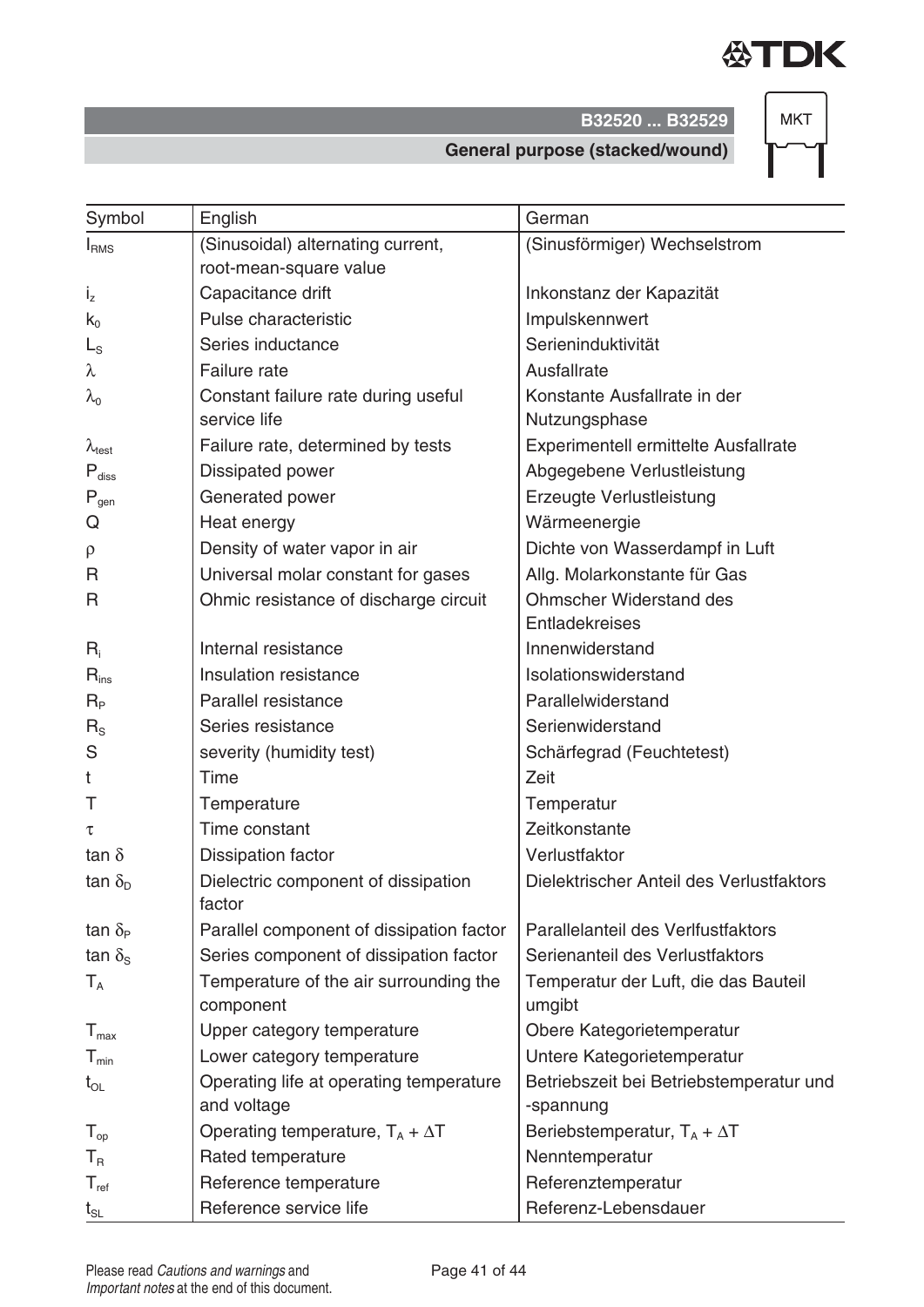| Symbol | English | German |
|---|---|---|
| $I_{RMS}$ | (Sinusoidal) alternating current, root-mean-square value | (Sinusförmiger) Wechselstrom |
| $i_z$ | Capacitance drift | Inkonstanz der Kapazität |
| $k_0$ | Pulse characteristic | Impulskennwert |
| $L_S$ | Series inductance | Serieninduktivität |
| $\lambda$ | Failure rate | Ausfallrate |
| $\lambda_0$ | Constant failure rate during useful service life | Konstante Ausfallrate in der Nutzungsphase |
| $\lambda_{test}$ | Failure rate, determined by tests | Experimentell ermittelte Ausfallrate |
| $P_{diss}$ | Dissipated power | Abgegebene Verlustleistung |
| $P_{gen}$ | Generated power | Erzeugte Verlustleistung |
| Q | Heat energy | Wärmeenergie |
| $\rho$ | Density of water vapor in air | Dichte von Wasserdampf in Luft |
| R | Universal molar constant for gases | Allg. Molarkonstante für Gas |
| R | Ohmic resistance of discharge circuit | Ohmscher Widerstand des Entladekreises |
| $R_i$ | Internal resistance | Innenwiderstand |
| $R_{ins}$ | Insulation resistance | Isolationswiderstand |
| $R_P$ | Parallel resistance | Parallelwiderstand |
| $R_S$ | Series resistance | Serienwiderstand |
| S | severity (humidity test) | Schärfegrad (Feuchtetest) |
| t | Time | Zeit |
| T | Temperature | Temperatur |
| $\tau$ | Time constant | Zeitkonstante |
| $\tan \delta$ | Dissipation factor | Verlustfaktor |
| $\tan \delta_D$ | Dielectric component of dissipation factor | Dielektrischer Anteil des Verlustfaktors |
| $\tan \delta_P$ | Parallel component of dissipation factor | Parallelanteil des Verlfustfaktors |
| $\tan \delta_S$ | Series component of dissipation factor | Serienanteil des Verlustfaktors |
| $T_A$ | Temperature of the air surrounding the component | Temperatur der Luft, die das Bauteil umgibt |
| $T_{max}$ | Upper category temperature | Obere Kategorietemperatur |
| $T_{min}$ | Lower category temperature | Untere Kategorietemperatur |
| $t_{OL}$ | Operating life at operating temperature and voltage | Betriebszeit bei Betriebstemperatur und -spannung |
| $T_{op}$ | Operating temperature, $T_A + \Delta T$ | Beriebstemperatur, $T_A + \Delta T$ |
| $T_R$ | Rated temperature | Nenntemperatur |
| $T_{ref}$ | Reference temperature | Referenztemperatur |
| $t_{SL}$ | Reference service life | Referenz-Lebensdauer |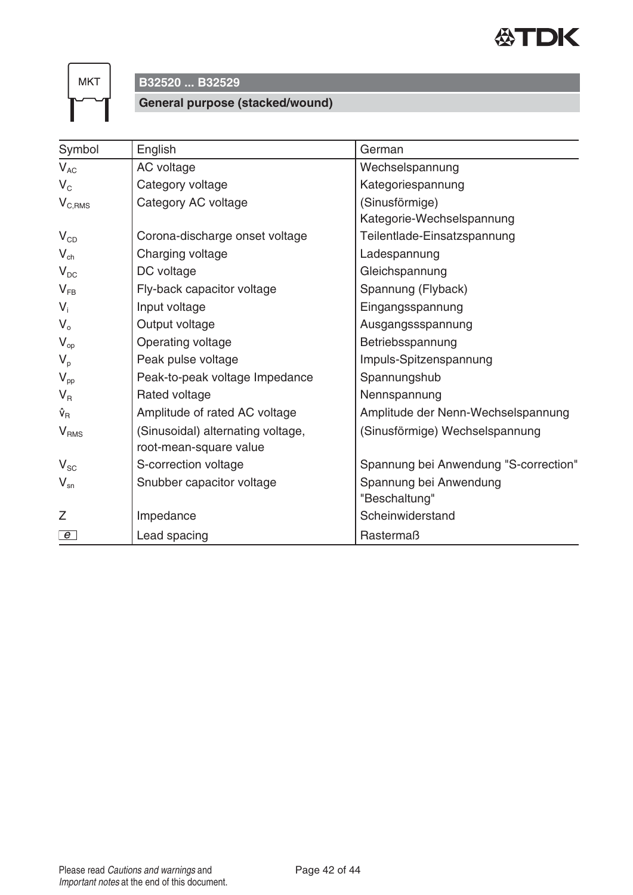## B32520 ... B32529

### General purpose (stacked/wound)

| Symbol | English | German |
|---|---|---|
| $V_{AC}$ | AC voltage | Wechselspannung |
| $V_C$ | Category voltage | Kategoriespannung |
| $V_{C,RMS}$ | Category AC voltage | (Sinusförmige) Kategorie-Wechselspannung |
| $V_{CD}$ | Corona-discharge onset voltage | Teilentlade-Einsatzspannung |
| $V_{ch}$ | Charging voltage | Ladespannung |
| $V_{DC}$ | DC voltage | Gleichspannung |
| $V_{FB}$ | Fly-back capacitor voltage | Spannung (Flyback) |
| $V_i$ | Input voltage | Eingangsspannung |
| $V_o$ | Output voltage | Ausgangssspannung |
| $V_{op}$ | Operating voltage | Betriebsspannung |
| $V_p$ | Peak pulse voltage | Impuls-Spitzenspannung |
| $V_{pp}$ | Peak-to-peak voltage Impedance | Spannungshub |
| $V_R$ | Rated voltage | Nennspannung |
| $\hat{v}_R$ | Amplitude of rated AC voltage | Amplitude der Nenn-Wechselspannung |
| $V_{RMS}$ | (Sinusoidal) alternating voltage, root-mean-square value | (Sinusförmige) Wechselspannung |
| $V_{SC}$ | S-correction voltage | Spannung bei Anwendung "S-correction" |
| $V_{sn}$ | Snubber capacitor voltage | Spannung bei Anwendung "Beschaltung" |
| Z | Impedance | Scheinwiderstand |
| $e$ | Lead spacing | Rastermaß |

Please read *Cautions and warnings* and *Important notes* at the end of this document.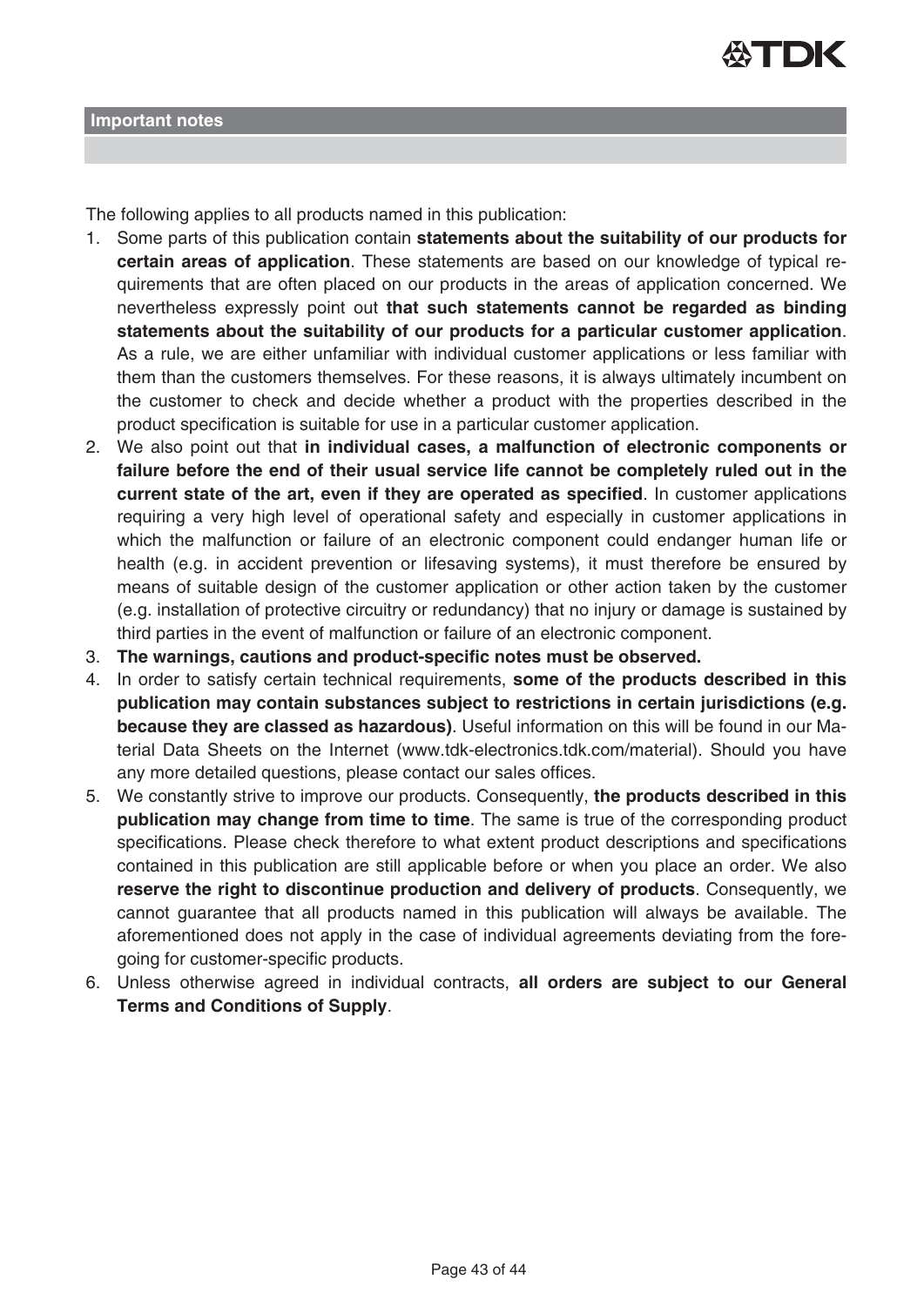## Important notes

The following applies to all products named in this publication:

1. Some parts of this publication contain **statements about the suitability of our products for certain areas of application**. These statements are based on our knowledge of typical requirements that are often placed on our products in the areas of application concerned. We nevertheless expressly point out **that such statements cannot be regarded as binding statements about the suitability of our products for a particular customer application**. As a rule, we are either unfamiliar with individual customer applications or less familiar with them than the customers themselves. For these reasons, it is always ultimately incumbent on the customer to check and decide whether a product with the properties described in the product specification is suitable for use in a particular customer application.
2. We also point out that **in individual cases, a malfunction of electronic components or failure before the end of their usual service life cannot be completely ruled out in the current state of the art, even if they are operated as specified**. In customer applications requiring a very high level of operational safety and especially in customer applications in which the malfunction or failure of an electronic component could endanger human life or health (e.g. in accident prevention or lifesaving systems), it must therefore be ensured by means of suitable design of the customer application or other action taken by the customer (e.g. installation of protective circuitry or redundancy) that no injury or damage is sustained by third parties in the event of malfunction or failure of an electronic component.
3. **The warnings, cautions and product-specific notes must be observed.**
4. In order to satisfy certain technical requirements, **some of the products described in this publication may contain substances subject to restrictions in certain jurisdictions (e.g. because they are classed as hazardous)**. Useful information on this will be found in our Material Data Sheets on the Internet (www.tdk-electronics.tdk.com/material). Should you have any more detailed questions, please contact our sales offices.
5. We constantly strive to improve our products. Consequently, **the products described in this publication may change from time to time**. The same is true of the corresponding product specifications. Please check therefore to what extent product descriptions and specifications contained in this publication are still applicable before or when you place an order. We also **reserve the right to discontinue production and delivery of products**. Consequently, we cannot guarantee that all products named in this publication will always be available. The aforementioned does not apply in the case of individual agreements deviating from the foregoing for customer-specific products.
6. Unless otherwise agreed in individual contracts, **all orders are subject to our General Terms and Conditions of Supply**.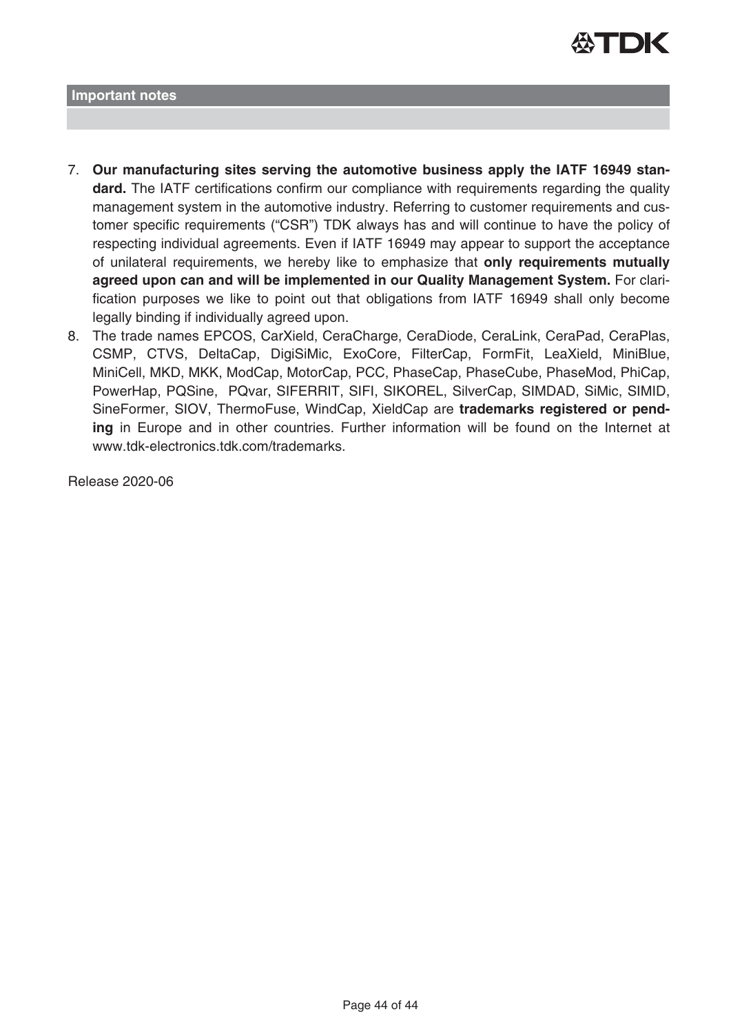## Important notes

7. **Our manufacturing sites serving the automotive business apply the IATF 16949 standard.** The IATF certifications confirm our compliance with requirements regarding the quality management system in the automotive industry. Referring to customer requirements and customer specific requirements ("CSR") TDK always has and will continue to have the policy of respecting individual agreements. Even if IATF 16949 may appear to support the acceptance of unilateral requirements, we hereby like to emphasize that **only requirements mutually agreed upon can and will be implemented in our Quality Management System.** For clarification purposes we like to point out that obligations from IATF 16949 shall only become legally binding if individually agreed upon.
8. The trade names EPCOS, CarXield, CeraCharge, CeraDiode, CeraLink, CeraPad, CeraPlas, CSMP, CTVS, DeltaCap, DigiSiMic, ExoCore, FilterCap, FormFit, LeaXield, MiniBlue, MiniCell, MKD, MKK, ModCap, MotorCap, PCC, PhaseCap, PhaseCube, PhaseMod, PhiCap, PowerHap, PQSine, PQvar, SIFERRIT, SIFI, SIKOREL, SilverCap, SIMDAD, SiMic, SIMID, SineFormer, SIOV, ThermoFuse, WindCap, XieldCap are **trademarks registered or pending** in Europe and in other countries. Further information will be found on the Internet at www.tdk-electronics.tdk.com/trademarks.

Release 2020-06